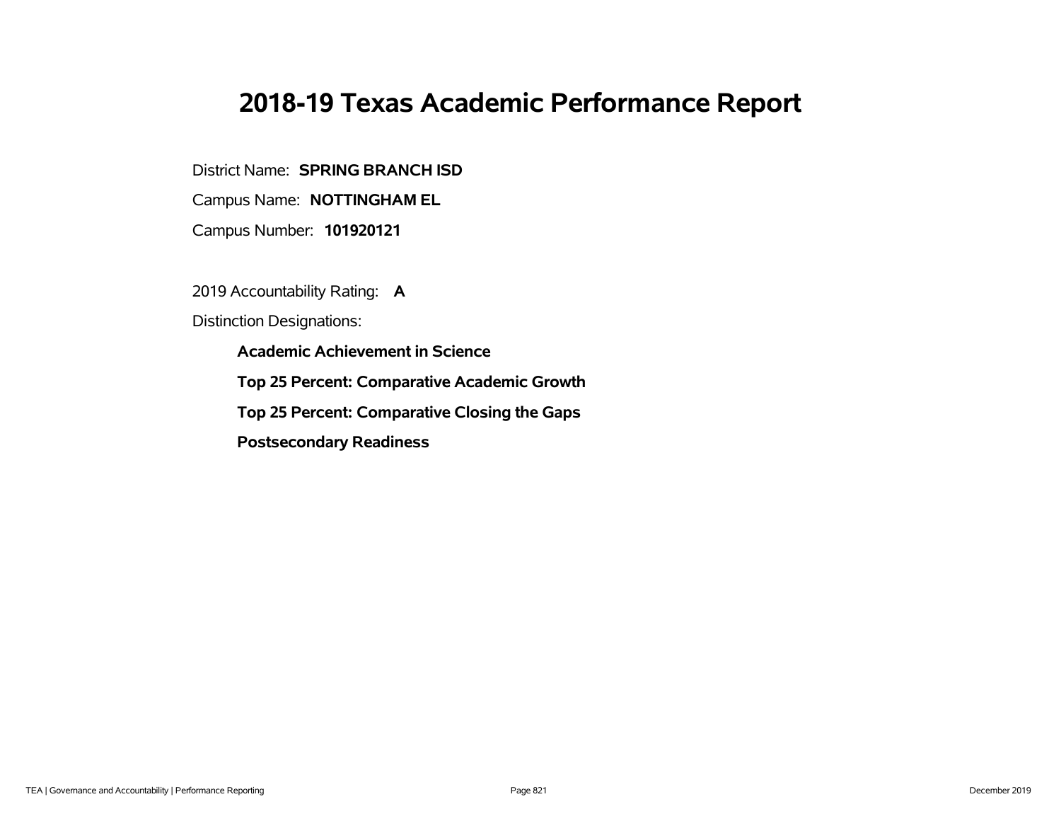# 2018-19 Texas Academic Performance Report

District Name: **SPRING BRANCH ISD**

Campus Name: **NOTTINGHAM EL**

Campus Number: **101920121**

2019 Accountability Rating: **A**

Distinction Designations:

- **Academic Achievement in Science**
- **Top 25 Percent: Comparative Academic Growth**
- **Top 25 Percent: Comparative Closing the Gaps**
- **Postsecondary Readiness**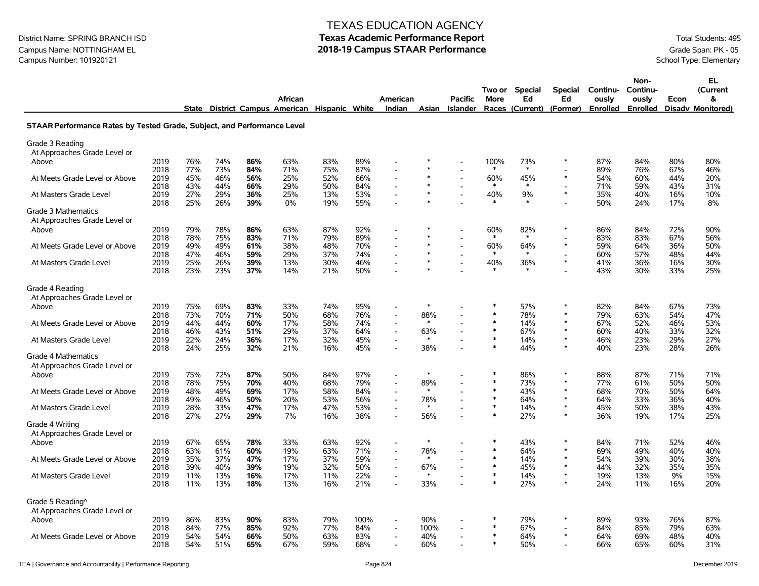# TEXAS EDUCATION AGENCY

## Texas Academic Performance Report

## 2018-19 Campus STAAR Performance

District Name: SPRING BRANCH ISD
Campus Name: NOTTINGHAM EL
Campus Number: 101920121

Total Students: 495
Grade Span: PK - 05
School Type: Elementary

| | | State | District | Campus | African American | Hispanic | White | American Indian | Asian | Pacific Islander | Two or More Races | Special Ed (Current) | Special Ed (Former) | Continuously Enrolled | Non-Continuously Enrolled | Econ Disadv | EL (Current & Monitored) |
|---|---|---|---|---|---|---|---|---|---|---|---|---|---|---|---|---|---|
| **STAAR Performance Rates by Tested Grade, Subject, and Performance Level** | | | | | | | | | | | | | | | | | |
| Grade 3 Reading | | | | | | | | | | | | | | | | | |
| At Approaches Grade Level or Above | 2019 | 76% | 74% | **86%** | 63% | 83% | 89% | - | * | - | 100% | 73% | * | 87% | 84% | 80% | 80% |
| | 2018 | 77% | 73% | **84%** | 71% | 75% | 87% | - | * | - | * | * | - | 89% | 76% | 67% | 46% |
| At Meets Grade Level or Above | 2019 | 45% | 46% | **56%** | 25% | 52% | 66% | - | * | - | 60% | 45% | * | 54% | 60% | 44% | 20% |
| | 2018 | 43% | 44% | **66%** | 29% | 50% | 84% | - | * | - | * | * | - | 71% | 59% | 43% | 31% |
| At Masters Grade Level | 2019 | 27% | 29% | **36%** | 25% | 13% | 53% | - | * | - | 40% | 9% | * | 35% | 40% | 16% | 10% |
| | 2018 | 25% | 26% | **39%** | 0% | 19% | 55% | - | * | - | * | * | - | 50% | 24% | 17% | 8% |
| Grade 3 Mathematics | | | | | | | | | | | | | | | | | |
| At Approaches Grade Level or Above | 2019 | 79% | 78% | **86%** | 63% | 87% | 92% | - | * | - | 60% | 82% | * | 86% | 84% | 72% | 90% |
| | 2018 | 78% | 75% | **83%** | 71% | 79% | 89% | - | * | - | * | * | - | 83% | 83% | 67% | 56% |
| At Meets Grade Level or Above | 2019 | 49% | 49% | **61%** | 38% | 48% | 70% | - | * | - | 60% | 64% | * | 59% | 64% | 36% | 50% |
| | 2018 | 47% | 46% | **59%** | 29% | 37% | 74% | - | * | - | * | * | - | 60% | 57% | 48% | 44% |
| At Masters Grade Level | 2019 | 25% | 26% | **39%** | 13% | 30% | 46% | - | * | - | 40% | 36% | * | 41% | 36% | 16% | 30% |
| | 2018 | 23% | 23% | **37%** | 14% | 21% | 50% | - | * | - | * | * | - | 43% | 30% | 33% | 25% |
| Grade 4 Reading | | | | | | | | | | | | | | | | | |
| At Approaches Grade Level or Above | 2019 | 75% | 69% | **83%** | 33% | 74% | 95% | - | * | - | * | 57% | * | 82% | 84% | 67% | 73% |
| | 2018 | 73% | 70% | **71%** | 50% | 68% | 76% | - | 88% | - | * | 78% | * | 79% | 63% | 54% | 47% |
| At Meets Grade Level or Above | 2019 | 44% | 44% | **60%** | 17% | 58% | 74% | - | * | - | * | 14% | * | 67% | 52% | 46% | 53% |
| | 2018 | 46% | 43% | **51%** | 29% | 37% | 64% | - | 63% | - | * | 67% | * | 60% | 40% | 33% | 32% |
| At Masters Grade Level | 2019 | 22% | 24% | **36%** | 17% | 32% | 45% | - | * | - | * | 14% | * | 46% | 23% | 29% | 27% |
| | 2018 | 24% | 25% | **32%** | 21% | 16% | 45% | - | 38% | - | * | 44% | * | 40% | 23% | 28% | 26% |
| Grade 4 Mathematics | | | | | | | | | | | | | | | | | |
| At Approaches Grade Level or Above | 2019 | 75% | 72% | **87%** | 50% | 84% | 97% | - | * | - | * | 86% | * | 88% | 87% | 71% | 71% |
| | 2018 | 78% | 75% | **70%** | 40% | 68% | 79% | - | 89% | - | * | 73% | * | 77% | 61% | 50% | 50% |
| At Meets Grade Level or Above | 2019 | 48% | 49% | **69%** | 17% | 58% | 84% | - | * | - | * | 43% | * | 68% | 70% | 50% | 64% |
| | 2018 | 49% | 46% | **50%** | 20% | 53% | 56% | - | 78% | - | * | 64% | * | 64% | 33% | 36% | 40% |
| At Masters Grade Level | 2019 | 28% | 33% | **47%** | 17% | 47% | 53% | - | * | - | * | 14% | * | 45% | 50% | 38% | 43% |
| | 2018 | 27% | 27% | **29%** | 7% | 16% | 38% | - | 56% | - | * | 27% | * | 36% | 19% | 17% | 25% |
| Grade 4 Writing | | | | | | | | | | | | | | | | | |
| At Approaches Grade Level or Above | 2019 | 67% | 65% | **78%** | 33% | 63% | 92% | - | * | - | * | 43% | * | 84% | 71% | 52% | 46% |
| | 2018 | 63% | 61% | **60%** | 19% | 63% | 71% | - | 78% | - | * | 64% | * | 69% | 49% | 40% | 40% |
| At Meets Grade Level or Above | 2019 | 35% | 37% | **47%** | 17% | 37% | 59% | - | * | - | * | 14% | * | 54% | 39% | 30% | 38% |
| | 2018 | 39% | 40% | **39%** | 19% | 32% | 50% | - | 67% | - | * | 45% | * | 44% | 32% | 35% | 35% |
| At Masters Grade Level | 2019 | 11% | 13% | **16%** | 17% | 11% | 22% | - | * | - | * | 14% | * | 19% | 13% | 9% | 15% |
| | 2018 | 11% | 13% | **18%** | 13% | 16% | 21% | - | 33% | - | * | 27% | * | 24% | 11% | 16% | 20% |
| Grade 5 Reading^ | | | | | | | | | | | | | | | | | |
| At Approaches Grade Level or Above | 2019 | 86% | 83% | **90%** | 83% | 79% | 100% | - | 90% | - | * | 79% | * | 89% | 93% | 76% | 87% |
| | 2018 | 84% | 77% | **85%** | 92% | 77% | 84% | - | 100% | - | * | 67% | - | 84% | 85% | 79% | 63% |
| At Meets Grade Level or Above | 2019 | 54% | 54% | **66%** | 50% | 63% | 83% | - | 40% | - | * | 64% | * | 64% | 69% | 48% | 40% |
| | 2018 | 54% | 51% | **65%** | 67% | 59% | 68% | - | 60% | - | * | 50% | - | 66% | 65% | 60% | 31% |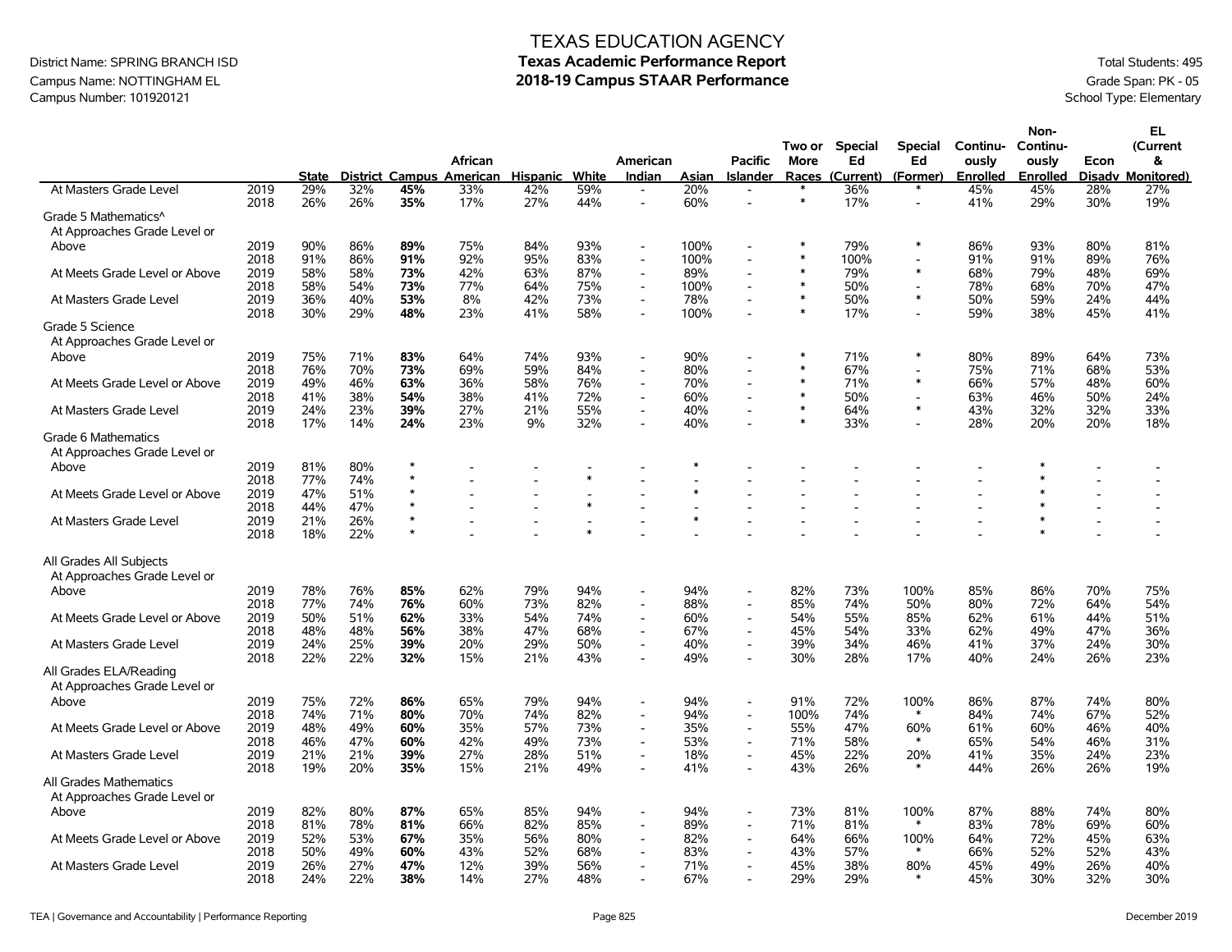# TEXAS EDUCATION AGENCY
## Texas Academic Performance Report
## 2018-19 Campus STAAR Performance

District Name: SPRING BRANCH ISD
Campus Name: NOTTINGHAM EL
Campus Number: 101920121

Total Students: 495
Grade Span: PK - 05
School Type: Elementary

| | | State | District | Campus | African American | Hispanic | White | American Indian | Asian | Pacific Islander | Two or More Races | Special Ed (Current) | Special Ed (Former) | Continuously Enrolled | Non-Continuously Enrolled | Econ Disadv | EL (Current & Monitored) |
|---|---|---|---|---|---|---|---|---|---|---|---|---|---|---|---|---|---|
| At Masters Grade Level | 2019 | 29% | 32% | **45%** | 33% | 42% | 59% | - | 20% | - | * | 36% | * | 45% | 45% | 28% | 27% |
| | 2018 | 26% | 26% | **35%** | 17% | 27% | 44% | - | 60% | - | * | 17% | - | 41% | 29% | 30% | 19% |
| **Grade 5 Mathematics^** | | | | | | | | | | | | | | | | | |
| At Approaches Grade Level or Above | 2019 | 90% | 86% | **89%** | 75% | 84% | 93% | - | 100% | - | * | 79% | * | 86% | 93% | 80% | 81% |
| | 2018 | 91% | 86% | **91%** | 92% | 95% | 83% | - | 100% | - | * | 100% | - | 91% | 91% | 89% | 76% |
| At Meets Grade Level or Above | 2019 | 58% | 58% | **73%** | 42% | 63% | 87% | - | 89% | - | * | 79% | * | 68% | 79% | 48% | 69% |
| | 2018 | 58% | 54% | **73%** | 77% | 64% | 75% | - | 100% | - | * | 50% | - | 78% | 68% | 70% | 47% |
| At Masters Grade Level | 2019 | 36% | 40% | **53%** | 8% | 42% | 73% | - | 78% | - | * | 50% | * | 50% | 59% | 24% | 44% |
| | 2018 | 30% | 29% | **48%** | 23% | 41% | 58% | - | 100% | - | * | 17% | - | 59% | 38% | 45% | 41% |
| **Grade 5 Science** | | | | | | | | | | | | | | | | | |
| At Approaches Grade Level or Above | 2019 | 75% | 71% | **83%** | 64% | 74% | 93% | - | 90% | - | * | 71% | * | 80% | 89% | 64% | 73% |
| | 2018 | 76% | 70% | **73%** | 69% | 59% | 84% | - | 80% | - | * | 67% | - | 75% | 71% | 68% | 53% |
| At Meets Grade Level or Above | 2019 | 49% | 46% | **63%** | 36% | 58% | 76% | - | 70% | - | * | 71% | * | 66% | 57% | 48% | 60% |
| | 2018 | 41% | 38% | **54%** | 38% | 41% | 72% | - | 60% | - | * | 50% | - | 63% | 46% | 50% | 24% |
| At Masters Grade Level | 2019 | 24% | 23% | **39%** | 27% | 21% | 55% | - | 40% | - | * | 64% | * | 43% | 32% | 32% | 33% |
| | 2018 | 17% | 14% | **24%** | 23% | 9% | 32% | - | 40% | - | * | 33% | - | 28% | 20% | 20% | 18% |
| **Grade 6 Mathematics** | | | | | | | | | | | | | | | | | |
| At Approaches Grade Level or Above | 2019 | 81% | 80% | * | - | - | - | - | * | - | - | - | - | - | * | - | - |
| | 2018 | 77% | 74% | * | - | - | * | - | - | - | - | - | - | - | * | - | - |
| At Meets Grade Level or Above | 2019 | 47% | 51% | * | - | - | - | - | * | - | - | - | - | - | * | - | - |
| | 2018 | 44% | 47% | * | - | - | * | - | - | - | - | - | - | - | * | - | - |
| At Masters Grade Level | 2019 | 21% | 26% | * | - | - | - | - | * | - | - | - | - | - | * | - | - |
| | 2018 | 18% | 22% | * | - | - | * | - | - | - | - | - | - | - | * | - | - |
| **All Grades All Subjects** | | | | | | | | | | | | | | | | | |
| At Approaches Grade Level or Above | 2019 | 78% | 76% | **85%** | 62% | 79% | 94% | - | 94% | - | 82% | 73% | 100% | 85% | 86% | 70% | 75% |
| | 2018 | 77% | 74% | **76%** | 60% | 73% | 82% | - | 88% | - | 85% | 74% | 50% | 80% | 72% | 64% | 54% |
| At Meets Grade Level or Above | 2019 | 50% | 51% | **62%** | 33% | 54% | 74% | - | 60% | - | 54% | 55% | 85% | 62% | 61% | 44% | 51% |
| | 2018 | 48% | 48% | **56%** | 38% | 47% | 68% | - | 67% | - | 45% | 54% | 33% | 62% | 49% | 47% | 36% |
| At Masters Grade Level | 2019 | 24% | 25% | **39%** | 20% | 29% | 50% | - | 40% | - | 39% | 34% | 46% | 41% | 37% | 24% | 30% |
| | 2018 | 22% | 22% | **32%** | 15% | 21% | 43% | - | 49% | - | 30% | 28% | 17% | 40% | 24% | 26% | 23% |
| **All Grades ELA/Reading** | | | | | | | | | | | | | | | | | |
| At Approaches Grade Level or Above | 2019 | 75% | 72% | **86%** | 65% | 79% | 94% | - | 94% | - | 91% | 72% | 100% | 86% | 87% | 74% | 80% |
| | 2018 | 74% | 71% | **80%** | 70% | 74% | 82% | - | 94% | - | 100% | 74% | * | 84% | 74% | 67% | 52% |
| At Meets Grade Level or Above | 2019 | 48% | 49% | **60%** | 35% | 57% | 73% | - | 35% | - | 55% | 47% | 60% | 61% | 60% | 46% | 40% |
| | 2018 | 46% | 47% | **60%** | 42% | 49% | 73% | - | 53% | - | 71% | 58% | * | 65% | 54% | 46% | 31% |
| At Masters Grade Level | 2019 | 21% | 21% | **39%** | 27% | 28% | 51% | - | 18% | - | 45% | 22% | 20% | 41% | 35% | 24% | 23% |
| | 2018 | 19% | 20% | **35%** | 15% | 21% | 49% | - | 41% | - | 43% | 26% | * | 44% | 26% | 26% | 19% |
| **All Grades Mathematics** | | | | | | | | | | | | | | | | | |
| At Approaches Grade Level or Above | 2019 | 82% | 80% | **87%** | 65% | 85% | 94% | - | 94% | - | 73% | 81% | 100% | 87% | 88% | 74% | 80% |
| | 2018 | 81% | 78% | **81%** | 66% | 82% | 85% | - | 89% | - | 71% | 81% | * | 83% | 78% | 69% | 60% |
| At Meets Grade Level or Above | 2019 | 52% | 53% | **67%** | 35% | 56% | 80% | - | 82% | - | 64% | 66% | 100% | 64% | 72% | 45% | 63% |
| | 2018 | 50% | 49% | **60%** | 43% | 52% | 68% | - | 83% | - | 43% | 57% | * | 66% | 52% | 52% | 43% |
| At Masters Grade Level | 2019 | 26% | 27% | **47%** | 12% | 39% | 56% | - | 71% | - | 45% | 38% | 80% | 45% | 49% | 26% | 40% |
| | 2018 | 24% | 22% | **38%** | 14% | 27% | 48% | - | 67% | - | 29% | 29% | * | 45% | 30% | 32% | 30% |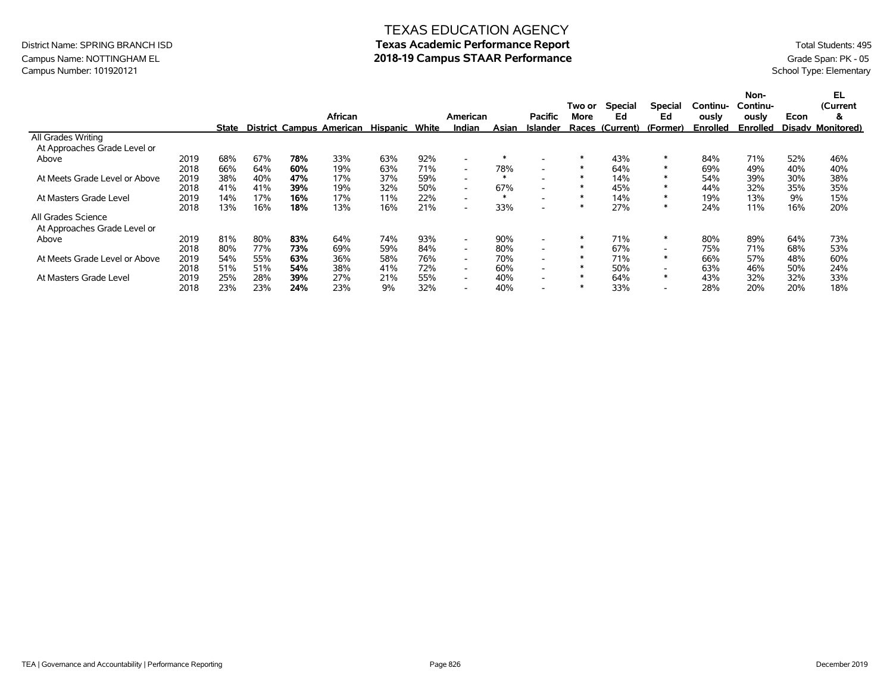TEXAS EDUCATION AGENCY

**Texas Academic Performance Report**

**2018-19 Campus STAAR Performance**

District Name: SPRING BRANCH ISD
Campus Name: NOTTINGHAM EL
Campus Number: 101920121

Total Students: 495
Grade Span: PK - 05
School Type: Elementary

| | | State | District | Campus | African American | Hispanic | White | American Indian | Asian | Pacific Islander | Two or More Races | Special Ed (Current) | Special Ed (Former) | Continuously Enrolled | Non-Continuously Enrolled | Econ Disadv | EL (Current & Monitored) |
|---|---|---|---|---|---|---|---|---|---|---|---|---|---|---|---|---|---|
| All Grades Writing | | | | | | | | | | | | | | | | | |
| At Approaches Grade Level or Above | 2019 | 68% | 67% | **78%** | 33% | 63% | 92% | - | * | - | * | 43% | * | 84% | 71% | 52% | 46% |
| | 2018 | 66% | 64% | **60%** | 19% | 63% | 71% | - | 78% | - | * | 64% | * | 69% | 49% | 40% | 40% |
| At Meets Grade Level or Above | 2019 | 38% | 40% | **47%** | 17% | 37% | 59% | - | * | - | * | 14% | * | 54% | 39% | 30% | 38% |
| | 2018 | 41% | 41% | **39%** | 19% | 32% | 50% | - | 67% | - | * | 45% | * | 44% | 32% | 35% | 35% |
| At Masters Grade Level | 2019 | 14% | 17% | **16%** | 17% | 11% | 22% | - | * | - | * | 14% | * | 19% | 13% | 9% | 15% |
| | 2018 | 13% | 16% | **18%** | 13% | 16% | 21% | - | 33% | - | * | 27% | * | 24% | 11% | 16% | 20% |
| All Grades Science | | | | | | | | | | | | | | | | | |
| At Approaches Grade Level or Above | 2019 | 81% | 80% | **83%** | 64% | 74% | 93% | - | 90% | - | * | 71% | * | 80% | 89% | 64% | 73% |
| | 2018 | 80% | 77% | **73%** | 69% | 59% | 84% | - | 80% | - | * | 67% | - | 75% | 71% | 68% | 53% |
| At Meets Grade Level or Above | 2019 | 54% | 55% | **63%** | 36% | 58% | 76% | - | 70% | - | * | 71% | * | 66% | 57% | 48% | 60% |
| | 2018 | 51% | 51% | **54%** | 38% | 41% | 72% | - | 60% | - | * | 50% | - | 63% | 46% | 50% | 24% |
| At Masters Grade Level | 2019 | 25% | 28% | **39%** | 27% | 21% | 55% | - | 40% | - | * | 64% | * | 43% | 32% | 32% | 33% |
| | 2018 | 23% | 23% | **24%** | 23% | 9% | 32% | - | 40% | - | * | 33% | - | 28% | 20% | 20% | 18% |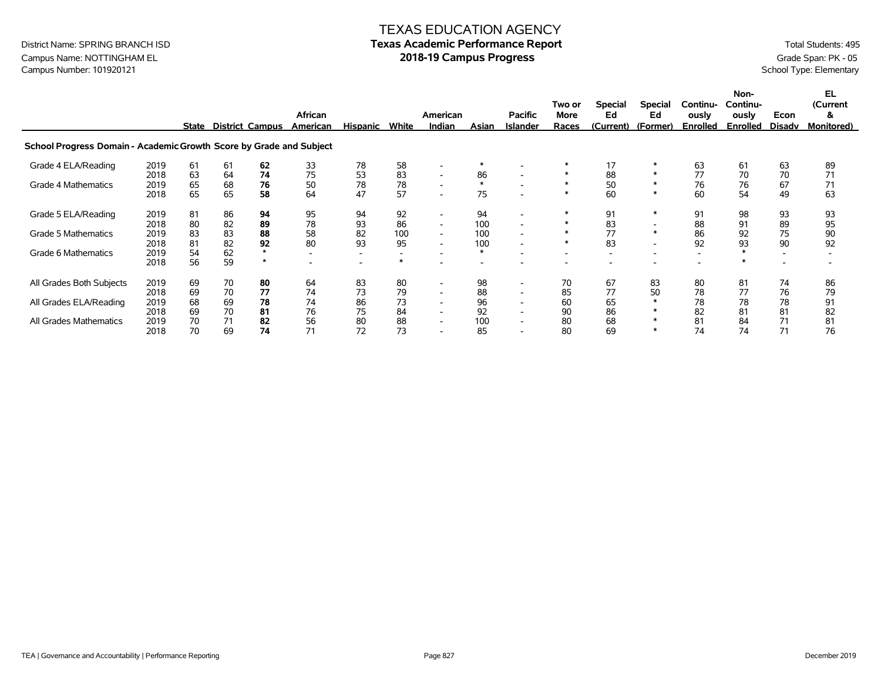District Name: SPRING BRANCH ISD
Campus Name: NOTTINGHAM EL
Campus Number: 101920121

# TEXAS EDUCATION AGENCY
## Texas Academic Performance Report
## 2018-19 Campus Progress

Total Students: 495
Grade Span: PK - 05
School Type: Elementary

| | | State | District | Campus | African American | Hispanic | White | American Indian | Asian | Pacific Islander | Two or More Races | Special Ed (Current) | Special Ed (Former) | Continuously Enrolled | Non-Continuously Enrolled | Econ Disadv | EL (Current & Monitored) |
|---|---|---|---|---|---|---|---|---|---|---|---|---|---|---|---|---|---|
| **School Progress Domain - Academic Growth Score by Grade and Subject** | | | | | | | | | | | | | | | | | |
| Grade 4 ELA/Reading | 2019 | 61 | 61 | **62** | 33 | 78 | 58 | - | * | - | * | 17 | * | 63 | 61 | 63 | 89 |
| | 2018 | 63 | 64 | **74** | 75 | 53 | 83 | - | 86 | - | * | 88 | * | 77 | 70 | 70 | 71 |
| Grade 4 Mathematics | 2019 | 65 | 68 | **76** | 50 | 78 | 78 | - | * | - | * | 50 | * | 76 | 76 | 67 | 71 |
| | 2018 | 65 | 65 | **58** | 64 | 47 | 57 | - | 75 | - | * | 60 | * | 60 | 54 | 49 | 63 |
| Grade 5 ELA/Reading | 2019 | 81 | 86 | **94** | 95 | 94 | 92 | - | 94 | - | * | 91 | * | 91 | 98 | 93 | 93 |
| | 2018 | 80 | 82 | **89** | 78 | 93 | 86 | - | 100 | - | * | 83 | - | 88 | 91 | 89 | 95 |
| Grade 5 Mathematics | 2019 | 83 | 83 | **88** | 58 | 82 | 100 | - | 100 | - | * | 77 | * | 86 | 92 | 75 | 90 |
| | 2018 | 81 | 82 | **92** | 80 | 93 | 95 | - | 100 | - | * | 83 | - | 92 | 93 | 90 | 92 |
| Grade 6 Mathematics | 2019 | 54 | 62 | * | - | - | - | - | * | - | - | - | - | - | * | - | - |
| | 2018 | 56 | 59 | * | - | - | * | - | - | - | - | - | - | - | * | - | - |
| All Grades Both Subjects | 2019 | 69 | 70 | **80** | 64 | 83 | 80 | - | 98 | - | 70 | 67 | 83 | 80 | 81 | 74 | 86 |
| | 2018 | 69 | 70 | **77** | 74 | 73 | 79 | - | 88 | - | 85 | 77 | 50 | 78 | 77 | 76 | 79 |
| All Grades ELA/Reading | 2019 | 68 | 69 | **78** | 74 | 86 | 73 | - | 96 | - | 60 | 65 | * | 78 | 78 | 78 | 91 |
| | 2018 | 69 | 70 | **81** | 76 | 75 | 84 | - | 92 | - | 90 | 86 | * | 82 | 81 | 81 | 82 |
| All Grades Mathematics | 2019 | 70 | 71 | **82** | 56 | 80 | 88 | - | 100 | - | 80 | 68 | * | 81 | 84 | 71 | 81 |
| | 2018 | 70 | 69 | **74** | 71 | 72 | 73 | - | 85 | - | 80 | 69 | * | 74 | 74 | 71 | 76 |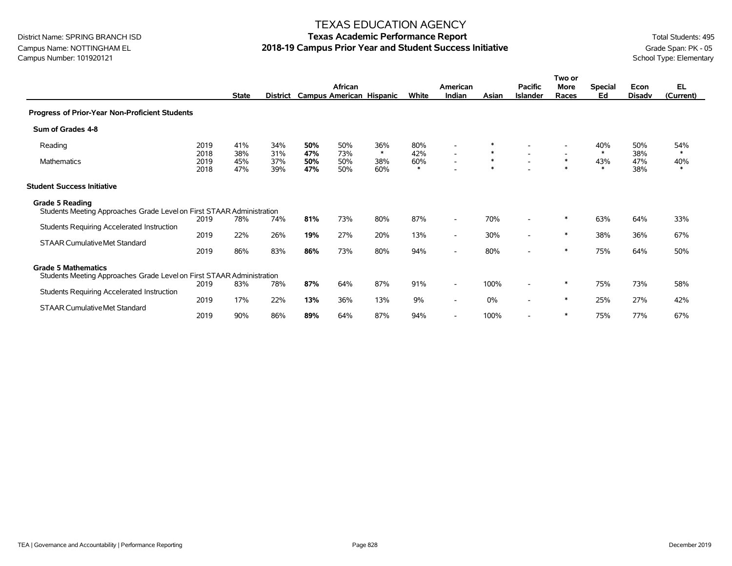# TEXAS EDUCATION AGENCY

## Texas Academic Performance Report

## 2018-19 Campus Prior Year and Student Success Initiative

District Name: SPRING BRANCH ISD
Campus Name: NOTTINGHAM EL
Campus Number: 101920121

Total Students: 495
Grade Span: PK - 05
School Type: Elementary

| | | State | District | Campus | African American | Hispanic | White | American Indian | Asian | Pacific Islander | Two or More Races | Special Ed | Econ Disadv | EL (Current) |
|---|---|---|---|---|---|---|---|---|---|---|---|---|---|---|
| **Progress of Prior-Year Non-Proficient Students** | | | | | | | | | | | | | | |
| **Sum of Grades 4-8** | | | | | | | | | | | | | | |
| Reading | 2019 | 41% | 34% | **50%** | 50% | 36% | 80% | - | * | - | - | 40% | 50% | 54% |
| | 2018 | 38% | 31% | **47%** | 73% | * | 42% | - | * | - | - | * | 38% | * |
| Mathematics | 2019 | 45% | 37% | **50%** | 50% | 38% | 60% | - | * | - | * | 43% | 47% | 40% |
| | 2018 | 47% | 39% | **47%** | 50% | 60% | * | - | * | - | * | * | 38% | * |
| **Student Success Initiative** | | | | | | | | | | | | | | |
| **Grade 5 Reading** | | | | | | | | | | | | | | |
| Students Meeting Approaches Grade Level on First STAAR Administration | 2019 | 78% | 74% | **81%** | 73% | 80% | 87% | - | 70% | - | * | 63% | 64% | 33% |
| Students Requiring Accelerated Instruction | 2019 | 22% | 26% | **19%** | 27% | 20% | 13% | - | 30% | - | * | 38% | 36% | 67% |
| STAAR Cumulative Met Standard | 2019 | 86% | 83% | **86%** | 73% | 80% | 94% | - | 80% | - | * | 75% | 64% | 50% |
| **Grade 5 Mathematics** | | | | | | | | | | | | | | |
| Students Meeting Approaches Grade Level on First STAAR Administration | 2019 | 83% | 78% | **87%** | 64% | 87% | 91% | - | 100% | - | * | 75% | 73% | 58% |
| Students Requiring Accelerated Instruction | 2019 | 17% | 22% | **13%** | 36% | 13% | 9% | - | 0% | - | * | 25% | 27% | 42% |
| STAAR Cumulative Met Standard | 2019 | 90% | 86% | **89%** | 64% | 87% | 94% | - | 100% | - | * | 75% | 77% | 67% |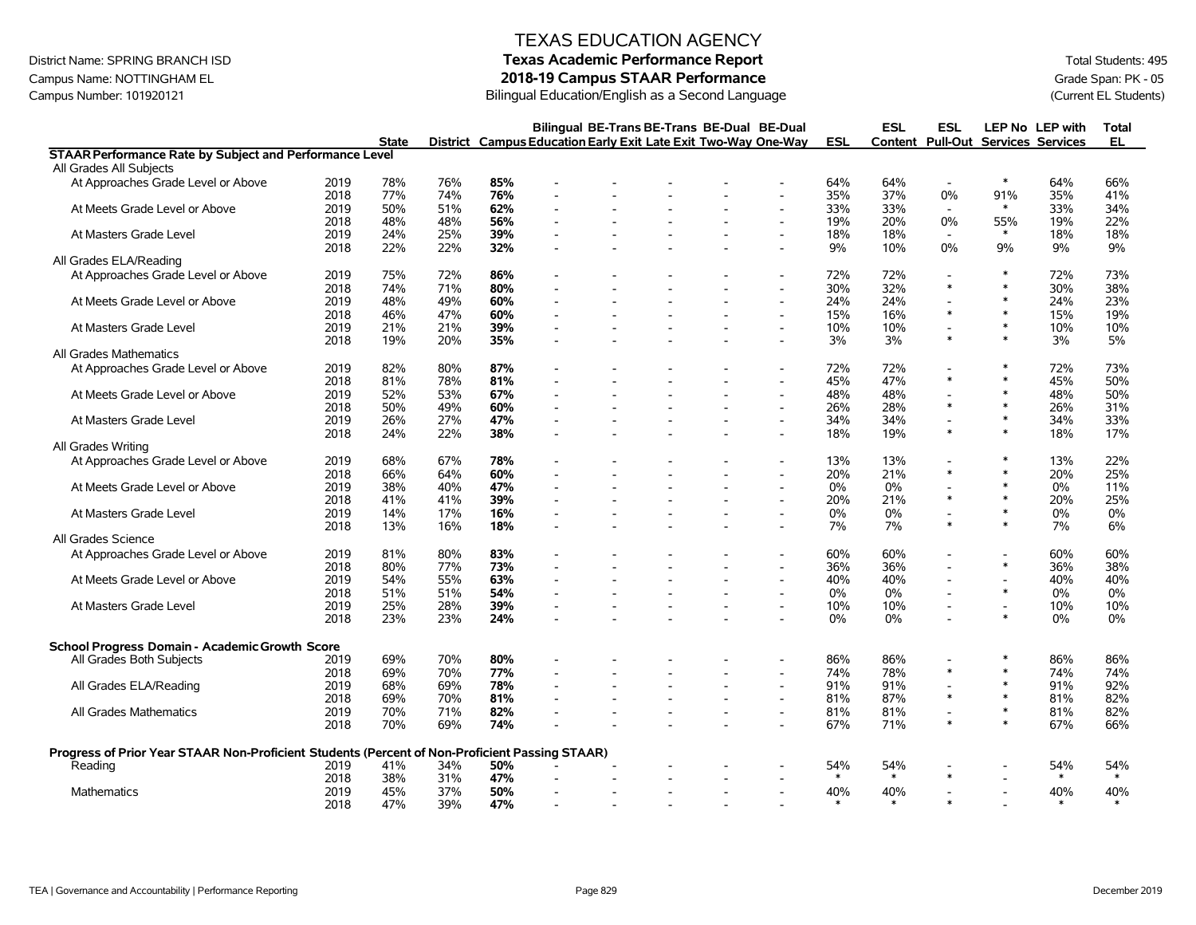# TEXAS EDUCATION AGENCY

## Texas Academic Performance Report

## 2018-19 Campus STAAR Performance

Bilingual Education/English as a Second Language

District Name: SPRING BRANCH ISD
Campus Name: NOTTINGHAM EL
Campus Number: 101920121

Total Students: 495
Grade Span: PK - 05
(Current EL Students)

| | | State | District | Campus | Bilingual Education | BE-Trans Early Exit | BE-Trans Late Exit | BE-Dual Two-Way | BE-Dual One-Way | ESL | ESL Content | ESL Pull-Out | LEP No Services | LEP with Services | Total EL |
|---|---|---|---|---|---|---|---|---|---|---|---|---|---|---|---|
| **STAAR Performance Rate by Subject and Performance Level** | | | | | | | | | | | | | | | |
| All Grades All Subjects | | | | | | | | | | | | | | | |
| At Approaches Grade Level or Above | 2019 | 78% | 76% | **85%** | - | - | - | - | - | 64% | 64% | - | * | 64% | 66% |
| | 2018 | 77% | 74% | **76%** | - | - | - | - | - | 35% | 37% | 0% | 91% | 35% | 41% |
| At Meets Grade Level or Above | 2019 | 50% | 51% | **62%** | - | - | - | - | - | 33% | 33% | - | * | 33% | 34% |
| | 2018 | 48% | 48% | **56%** | - | - | - | - | - | 19% | 20% | 0% | 55% | 19% | 22% |
| At Masters Grade Level | 2019 | 24% | 25% | **39%** | - | - | - | - | - | 18% | 18% | - | * | 18% | 18% |
| | 2018 | 22% | 22% | **32%** | - | - | - | - | - | 9% | 10% | 0% | 9% | 9% | 9% |
| All Grades ELA/Reading | | | | | | | | | | | | | | | |
| At Approaches Grade Level or Above | 2019 | 75% | 72% | **86%** | - | - | - | - | - | 72% | 72% | - | * | 72% | 73% |
| | 2018 | 74% | 71% | **80%** | - | - | - | - | - | 30% | 32% | * | * | 30% | 38% |
| At Meets Grade Level or Above | 2019 | 48% | 49% | **60%** | - | - | - | - | - | 24% | 24% | - | * | 24% | 23% |
| | 2018 | 46% | 47% | **60%** | - | - | - | - | - | 15% | 16% | * | * | 15% | 19% |
| At Masters Grade Level | 2019 | 21% | 21% | **39%** | - | - | - | - | - | 10% | 10% | - | * | 10% | 10% |
| | 2018 | 19% | 20% | **35%** | - | - | - | - | - | 3% | 3% | * | * | 3% | 5% |
| All Grades Mathematics | | | | | | | | | | | | | | | |
| At Approaches Grade Level or Above | 2019 | 82% | 80% | **87%** | - | - | - | - | - | 72% | 72% | - | * | 72% | 73% |
| | 2018 | 81% | 78% | **81%** | - | - | - | - | - | 45% | 47% | * | * | 45% | 50% |
| At Meets Grade Level or Above | 2019 | 52% | 53% | **67%** | - | - | - | - | - | 48% | 48% | - | * | 48% | 50% |
| | 2018 | 50% | 49% | **60%** | - | - | - | - | - | 26% | 28% | * | * | 26% | 31% |
| At Masters Grade Level | 2019 | 26% | 27% | **47%** | - | - | - | - | - | 34% | 34% | - | * | 34% | 33% |
| | 2018 | 24% | 22% | **38%** | - | - | - | - | - | 18% | 19% | * | * | 18% | 17% |
| All Grades Writing | | | | | | | | | | | | | | | |
| At Approaches Grade Level or Above | 2019 | 68% | 67% | **78%** | - | - | - | - | - | 13% | 13% | - | * | 13% | 22% |
| | 2018 | 66% | 64% | **60%** | - | - | - | - | - | 20% | 21% | * | * | 20% | 25% |
| At Meets Grade Level or Above | 2019 | 38% | 40% | **47%** | - | - | - | - | - | 0% | 0% | - | * | 0% | 11% |
| | 2018 | 41% | 41% | **39%** | - | - | - | - | - | 20% | 21% | * | * | 20% | 25% |
| At Masters Grade Level | 2019 | 14% | 17% | **16%** | - | - | - | - | - | 0% | 0% | - | * | 0% | 0% |
| | 2018 | 13% | 16% | **18%** | - | - | - | - | - | 7% | 7% | * | * | 7% | 6% |
| All Grades Science | | | | | | | | | | | | | | | |
| At Approaches Grade Level or Above | 2019 | 81% | 80% | **83%** | - | - | - | - | - | 60% | 60% | - | - | 60% | 60% |
| | 2018 | 80% | 77% | **73%** | - | - | - | - | - | 36% | 36% | - | * | 36% | 38% |
| At Meets Grade Level or Above | 2019 | 54% | 55% | **63%** | - | - | - | - | - | 40% | 40% | - | - | 40% | 40% |
| | 2018 | 51% | 51% | **54%** | - | - | - | - | - | 0% | 0% | - | * | 0% | 0% |
| At Masters Grade Level | 2019 | 25% | 28% | **39%** | - | - | - | - | - | 10% | 10% | - | - | 10% | 10% |
| | 2018 | 23% | 23% | **24%** | - | - | - | - | - | 0% | 0% | - | * | 0% | 0% |
| **School Progress Domain - Academic Growth Score** | | | | | | | | | | | | | | | |
| All Grades Both Subjects | 2019 | 69% | 70% | **80%** | - | - | - | - | - | 86% | 86% | - | * | 86% | 86% |
| | 2018 | 69% | 70% | **77%** | - | - | - | - | - | 74% | 78% | * | * | 74% | 74% |
| All Grades ELA/Reading | 2019 | 68% | 69% | **78%** | - | - | - | - | - | 91% | 91% | - | * | 91% | 92% |
| | 2018 | 69% | 70% | **81%** | - | - | - | - | - | 81% | 87% | * | * | 81% | 82% |
| All Grades Mathematics | 2019 | 70% | 71% | **82%** | - | - | - | - | - | 81% | 81% | - | * | 81% | 82% |
| | 2018 | 70% | 69% | **74%** | - | - | - | - | - | 67% | 71% | * | * | 67% | 66% |
| **Progress of Prior Year STAAR Non-Proficient Students (Percent of Non-Proficient Passing STAAR)** | | | | | | | | | | | | | | | |
| Reading | 2019 | 41% | 34% | **50%** | - | - | - | - | - | 54% | 54% | - | - | 54% | 54% |
| | 2018 | 38% | 31% | **47%** | - | - | - | - | - | * | * | * | - | * | * |
| Mathematics | 2019 | 45% | 37% | **50%** | - | - | - | - | - | 40% | 40% | - | - | 40% | 40% |
| | 2018 | 47% | 39% | **47%** | - | - | - | - | - | * | * | * | - | * | * |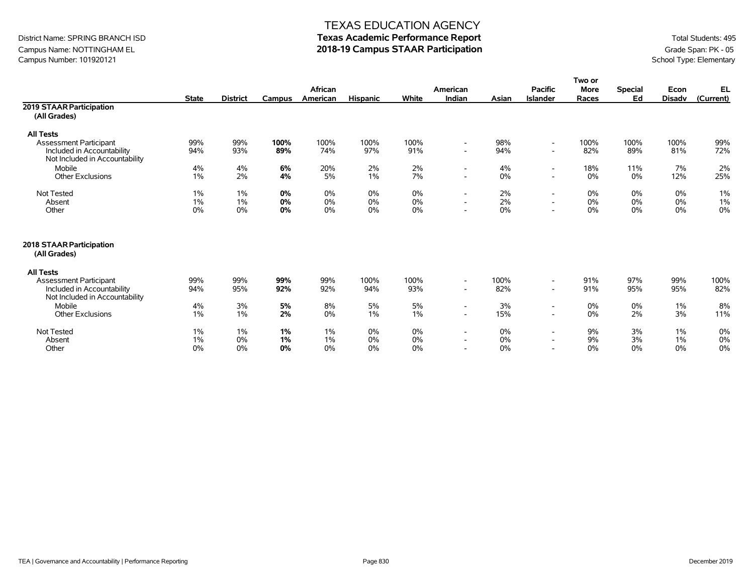# TEXAS EDUCATION AGENCY

## Texas Academic Performance Report

## 2018-19 Campus STAAR Participation

District Name: SPRING BRANCH ISD
Campus Name: NOTTINGHAM EL
Campus Number: 101920121

Total Students: 495
Grade Span: PK - 05
School Type: Elementary

| | State | District | Campus | African American | Hispanic | White | American Indian | Asian | Pacific Islander | Two or More Races | Special Ed | Econ Disadv | EL (Current) |
|---|---|---|---|---|---|---|---|---|---|---|---|---|---|
| **2019 STAAR Participation (All Grades)** | | | | | | | | | | | | | |
| **All Tests** | | | | | | | | | | | | | |
| Assessment Participant | 99% | 99% | **100%** | 100% | 100% | 100% | - | 98% | - | 100% | 100% | 100% | 99% |
| Included in Accountability | 94% | 93% | **89%** | 74% | 97% | 91% | - | 94% | - | 82% | 89% | 81% | 72% |
| Not Included in Accountability | | | | | | | | | | | | | |
| Mobile | 4% | 4% | **6%** | 20% | 2% | 2% | - | 4% | - | 18% | 11% | 7% | 2% |
| Other Exclusions | 1% | 2% | **4%** | 5% | 1% | 7% | - | 0% | - | 0% | 0% | 12% | 25% |
| Not Tested | 1% | 1% | **0%** | 0% | 0% | 0% | - | 2% | - | 0% | 0% | 0% | 1% |
| Absent | 1% | 1% | **0%** | 0% | 0% | 0% | - | 2% | - | 0% | 0% | 0% | 1% |
| Other | 0% | 0% | **0%** | 0% | 0% | 0% | - | 0% | - | 0% | 0% | 0% | 0% |
| **2018 STAAR Participation (All Grades)** | | | | | | | | | | | | | |
| **All Tests** | | | | | | | | | | | | | |
| Assessment Participant | 99% | 99% | **99%** | 99% | 100% | 100% | - | 100% | - | 91% | 97% | 99% | 100% |
| Included in Accountability | 94% | 95% | **92%** | 92% | 94% | 93% | - | 82% | - | 91% | 95% | 95% | 82% |
| Not Included in Accountability | | | | | | | | | | | | | |
| Mobile | 4% | 3% | **5%** | 8% | 5% | 5% | - | 3% | - | 0% | 0% | 1% | 8% |
| Other Exclusions | 1% | 1% | **2%** | 0% | 1% | 1% | - | 15% | - | 0% | 2% | 3% | 11% |
| Not Tested | 1% | 1% | **1%** | 1% | 0% | 0% | - | 0% | - | 9% | 3% | 1% | 0% |
| Absent | 1% | 0% | **1%** | 1% | 0% | 0% | - | 0% | - | 9% | 3% | 1% | 0% |
| Other | 0% | 0% | **0%** | 0% | 0% | 0% | - | 0% | - | 0% | 0% | 0% | 0% |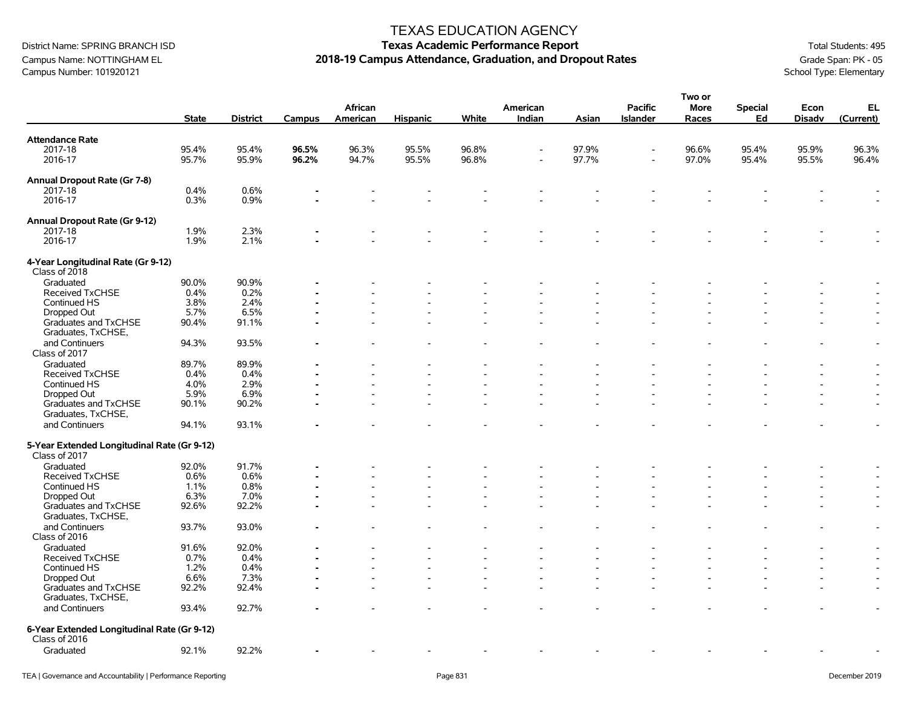# TEXAS EDUCATION AGENCY
## Texas Academic Performance Report
## 2018-19 Campus Attendance, Graduation, and Dropout Rates

District Name: SPRING BRANCH ISD
Campus Name: NOTTINGHAM EL
Campus Number: 101920121

Total Students: 495
Grade Span: PK - 05
School Type: Elementary

| | State | District | Campus | African American | Hispanic | White | American Indian | Asian | Pacific Islander | Two or More Races | Special Ed | Econ Disadv | EL (Current) |
|---|---|---|---|---|---|---|---|---|---|---|---|---|---|
| **Attendance Rate** | | | | | | | | | | | | | |
| 2017-18 | 95.4% | 95.4% | **96.5%** | 96.3% | 95.5% | 96.8% | - | 97.9% | - | 96.6% | 95.4% | 95.9% | 96.3% |
| 2016-17 | 95.7% | 95.9% | **96.2%** | 94.7% | 95.5% | 96.8% | - | 97.7% | - | 97.0% | 95.4% | 95.5% | 96.4% |
| **Annual Dropout Rate (Gr 7-8)** | | | | | | | | | | | | | |
| 2017-18 | 0.4% | 0.6% | - | - | - | - | - | - | - | - | - | - | - |
| 2016-17 | 0.3% | 0.9% | - | - | - | - | - | - | - | - | - | - | - |
| **Annual Dropout Rate (Gr 9-12)** | | | | | | | | | | | | | |
| 2017-18 | 1.9% | 2.3% | - | - | - | - | - | - | - | - | - | - | - |
| 2016-17 | 1.9% | 2.1% | - | - | - | - | - | - | - | - | - | - | - |
| **4-Year Longitudinal Rate (Gr 9-12)** | | | | | | | | | | | | | |
| Class of 2018 | | | | | | | | | | | | | |
| Graduated | 90.0% | 90.9% | - | - | - | - | - | - | - | - | - | - | - |
| Received TxCHSE | 0.4% | 0.2% | - | - | - | - | - | - | - | - | - | - | - |
| Continued HS | 3.8% | 2.4% | - | - | - | - | - | - | - | - | - | - | - |
| Dropped Out | 5.7% | 6.5% | - | - | - | - | - | - | - | - | - | - | - |
| Graduates and TxCHSE | 90.4% | 91.1% | - | - | - | - | - | - | - | - | - | - | - |
| Graduates, TxCHSE, and Continuers | 94.3% | 93.5% | - | - | - | - | - | - | - | - | - | - | - |
| Class of 2017 | | | | | | | | | | | | | |
| Graduated | 89.7% | 89.9% | - | - | - | - | - | - | - | - | - | - | - |
| Received TxCHSE | 0.4% | 0.4% | - | - | - | - | - | - | - | - | - | - | - |
| Continued HS | 4.0% | 2.9% | - | - | - | - | - | - | - | - | - | - | - |
| Dropped Out | 5.9% | 6.9% | - | - | - | - | - | - | - | - | - | - | - |
| Graduates and TxCHSE | 90.1% | 90.2% | - | - | - | - | - | - | - | - | - | - | - |
| Graduates, TxCHSE, and Continuers | 94.1% | 93.1% | - | - | - | - | - | - | - | - | - | - | - |
| **5-Year Extended Longitudinal Rate (Gr 9-12)** | | | | | | | | | | | | | |
| Class of 2017 | | | | | | | | | | | | | |
| Graduated | 92.0% | 91.7% | - | - | - | - | - | - | - | - | - | - | - |
| Received TxCHSE | 0.6% | 0.6% | - | - | - | - | - | - | - | - | - | - | - |
| Continued HS | 1.1% | 0.8% | - | - | - | - | - | - | - | - | - | - | - |
| Dropped Out | 6.3% | 7.0% | - | - | - | - | - | - | - | - | - | - | - |
| Graduates and TxCHSE | 92.6% | 92.2% | - | - | - | - | - | - | - | - | - | - | - |
| Graduates, TxCHSE, and Continuers | 93.7% | 93.0% | - | - | - | - | - | - | - | - | - | - | - |
| Class of 2016 | | | | | | | | | | | | | |
| Graduated | 91.6% | 92.0% | - | - | - | - | - | - | - | - | - | - | - |
| Received TxCHSE | 0.7% | 0.4% | - | - | - | - | - | - | - | - | - | - | - |
| Continued HS | 1.2% | 0.4% | - | - | - | - | - | - | - | - | - | - | - |
| Dropped Out | 6.6% | 7.3% | - | - | - | - | - | - | - | - | - | - | - |
| Graduates and TxCHSE | 92.2% | 92.4% | - | - | - | - | - | - | - | - | - | - | - |
| Graduates, TxCHSE, and Continuers | 93.4% | 92.7% | - | - | - | - | - | - | - | - | - | - | - |
| **6-Year Extended Longitudinal Rate (Gr 9-12)** | | | | | | | | | | | | | |
| Class of 2016 | | | | | | | | | | | | | |
| Graduated | 92.1% | 92.2% | - | - | - | - | - | - | - | - | - | - | - |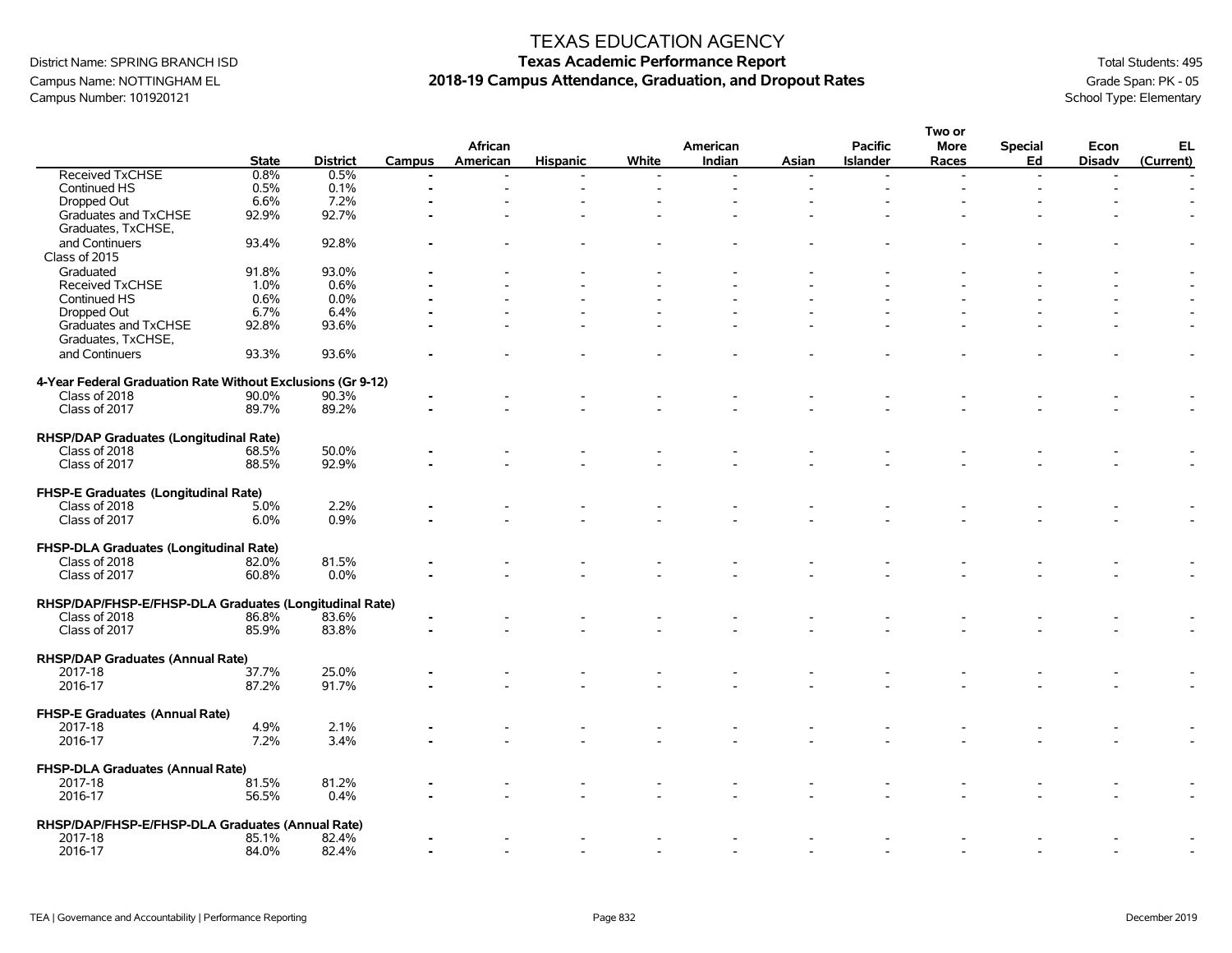# TEXAS EDUCATION AGENCY

District Name: SPRING BRANCH ISD
Campus Name: NOTTINGHAM EL
Campus Number: 101920121

**Texas Academic Performance Report**
**2018-19 Campus Attendance, Graduation, and Dropout Rates**

Total Students: 495
Grade Span: PK - 05
School Type: Elementary

| | State | District | Campus | African American | Hispanic | White | American Indian | Asian | Pacific Islander | Two or More Races | Special Ed | Econ Disadv | EL (Current) |
|---|---|---|---|---|---|---|---|---|---|---|---|---|---|
| Received TxCHSE | 0.8% | 0.5% | - | - | - | - | - | - | - | - | - | - | - |
| Continued HS | 0.5% | 0.1% | - | - | - | - | - | - | - | - | - | - | - |
| Dropped Out | 6.6% | 7.2% | - | - | - | - | - | - | - | - | - | - | - |
| Graduates and TxCHSE | 92.9% | 92.7% | - | - | - | - | - | - | - | - | - | - | - |
| Graduates, TxCHSE, and Continuers | 93.4% | 92.8% | - | - | - | - | - | - | - | - | - | - | - |
| Class of 2015 | | | | | | | | | | | | | |
| Graduated | 91.8% | 93.0% | - | - | - | - | - | - | - | - | - | - | - |
| Received TxCHSE | 1.0% | 0.6% | - | - | - | - | - | - | - | - | - | - | - |
| Continued HS | 0.6% | 0.0% | - | - | - | - | - | - | - | - | - | - | - |
| Dropped Out | 6.7% | 6.4% | - | - | - | - | - | - | - | - | - | - | - |
| Graduates and TxCHSE | 92.8% | 93.6% | - | - | - | - | - | - | - | - | - | - | - |
| Graduates, TxCHSE, and Continuers | 93.3% | 93.6% | - | - | - | - | - | - | - | - | - | - | - |
| **4-Year Federal Graduation Rate Without Exclusions (Gr 9-12)** | | | | | | | | | | | | | |
| Class of 2018 | 90.0% | 90.3% | - | - | - | - | - | - | - | - | - | - | - |
| Class of 2017 | 89.7% | 89.2% | - | - | - | - | - | - | - | - | - | - | - |
| **RHSP/DAP Graduates (Longitudinal Rate)** | | | | | | | | | | | | | |
| Class of 2018 | 68.5% | 50.0% | - | - | - | - | - | - | - | - | - | - | - |
| Class of 2017 | 88.5% | 92.9% | - | - | - | - | - | - | - | - | - | - | - |
| **FHSP-E Graduates (Longitudinal Rate)** | | | | | | | | | | | | | |
| Class of 2018 | 5.0% | 2.2% | - | - | - | - | - | - | - | - | - | - | - |
| Class of 2017 | 6.0% | 0.9% | - | - | - | - | - | - | - | - | - | - | - |
| **FHSP-DLA Graduates (Longitudinal Rate)** | | | | | | | | | | | | | |
| Class of 2018 | 82.0% | 81.5% | - | - | - | - | - | - | - | - | - | - | - |
| Class of 2017 | 60.8% | 0.0% | - | - | - | - | - | - | - | - | - | - | - |
| **RHSP/DAP/FHSP-E/FHSP-DLA Graduates (Longitudinal Rate)** | | | | | | | | | | | | | |
| Class of 2018 | 86.8% | 83.6% | - | - | - | - | - | - | - | - | - | - | - |
| Class of 2017 | 85.9% | 83.8% | - | - | - | - | - | - | - | - | - | - | - |
| **RHSP/DAP Graduates (Annual Rate)** | | | | | | | | | | | | | |
| 2017-18 | 37.7% | 25.0% | - | - | - | - | - | - | - | - | - | - | - |
| 2016-17 | 87.2% | 91.7% | - | - | - | - | - | - | - | - | - | - | - |
| **FHSP-E Graduates (Annual Rate)** | | | | | | | | | | | | | |
| 2017-18 | 4.9% | 2.1% | - | - | - | - | - | - | - | - | - | - | - |
| 2016-17 | 7.2% | 3.4% | - | - | - | - | - | - | - | - | - | - | - |
| **FHSP-DLA Graduates (Annual Rate)** | | | | | | | | | | | | | |
| 2017-18 | 81.5% | 81.2% | - | - | - | - | - | - | - | - | - | - | - |
| 2016-17 | 56.5% | 0.4% | - | - | - | - | - | - | - | - | - | - | - |
| **RHSP/DAP/FHSP-E/FHSP-DLA Graduates (Annual Rate)** | | | | | | | | | | | | | |
| 2017-18 | 85.1% | 82.4% | - | - | - | - | - | - | - | - | - | - | - |
| 2016-17 | 84.0% | 82.4% | - | - | - | - | - | - | - | - | - | - | - |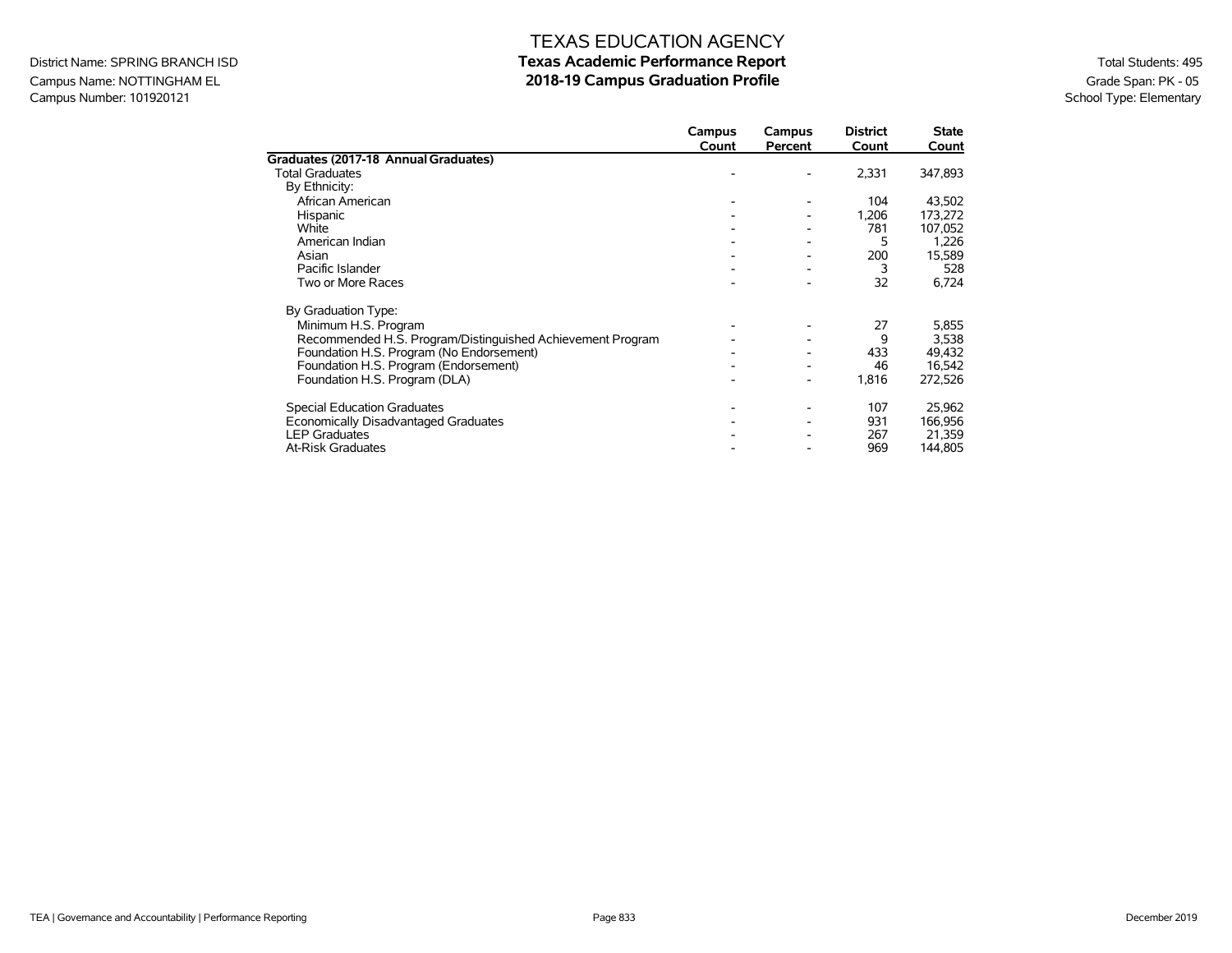District Name: SPRING BRANCH ISD
Campus Name: NOTTINGHAM EL
Campus Number: 101920121

# TEXAS EDUCATION AGENCY
## Texas Academic Performance Report
## 2018-19 Campus Graduation Profile

Total Students: 495
Grade Span: PK - 05
School Type: Elementary

| | Campus Count | Campus Percent | District Count | State Count |
|---|---|---|---|---|
| **Graduates (2017-18 Annual Graduates)** | | | | |
| Total Graduates | - | - | 2,331 | 347,893 |
| By Ethnicity: | | | | |
| African American | - | - | 104 | 43,502 |
| Hispanic | - | - | 1,206 | 173,272 |
| White | - | - | 781 | 107,052 |
| American Indian | - | - | 5 | 1,226 |
| Asian | - | - | 200 | 15,589 |
| Pacific Islander | - | - | 3 | 528 |
| Two or More Races | - | - | 32 | 6,724 |
| By Graduation Type: | | | | |
| Minimum H.S. Program | - | - | 27 | 5,855 |
| Recommended H.S. Program/Distinguished Achievement Program | - | - | 9 | 3,538 |
| Foundation H.S. Program (No Endorsement) | - | - | 433 | 49,432 |
| Foundation H.S. Program (Endorsement) | - | - | 46 | 16,542 |
| Foundation H.S. Program (DLA) | - | - | 1,816 | 272,526 |
| Special Education Graduates | - | - | 107 | 25,962 |
| Economically Disadvantaged Graduates | - | - | 931 | 166,956 |
| LEP Graduates | - | - | 267 | 21,359 |
| At-Risk Graduates | - | - | 969 | 144,805 |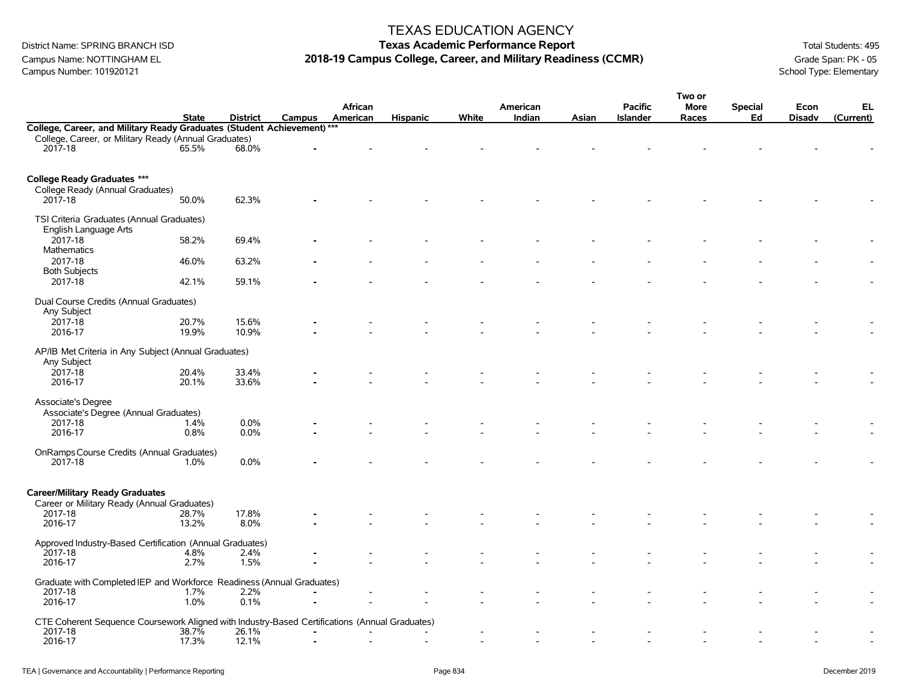# TEXAS EDUCATION AGENCY

District Name: SPRING BRANCH ISD
Campus Name: NOTTINGHAM EL
Campus Number: 101920121

**Texas Academic Performance Report**
**2018-19 Campus College, Career, and Military Readiness (CCMR)**

Total Students: 495
Grade Span: PK - 05
School Type: Elementary

| | State | District | Campus | African American | Hispanic | White | American Indian | Asian | Pacific Islander | Two or More Races | Special Ed | Econ Disadv | EL (Current) |
|---|---|---|---|---|---|---|---|---|---|---|---|---|---|
| **College, Career, and Military Ready Graduates (Student Achievement) \*\*\*** | | | | | | | | | | | | | |
| College, Career, or Military Ready (Annual Graduates) | | | | | | | | | | | | | |
| 2017-18 | 65.5% | 68.0% | - | - | - | - | - | - | - | - | - | - | - |
| **College Ready Graduates \*\*\*** | | | | | | | | | | | | | |
| College Ready (Annual Graduates) | | | | | | | | | | | | | |
| 2017-18 | 50.0% | 62.3% | - | - | - | - | - | - | - | - | - | - | - |
| TSI Criteria Graduates (Annual Graduates) | | | | | | | | | | | | | |
| English Language Arts | | | | | | | | | | | | | |
| 2017-18 | 58.2% | 69.4% | - | - | - | - | - | - | - | - | - | - | - |
| Mathematics | | | | | | | | | | | | | |
| 2017-18 | 46.0% | 63.2% | - | - | - | - | - | - | - | - | - | - | - |
| Both Subjects | | | | | | | | | | | | | |
| 2017-18 | 42.1% | 59.1% | - | - | - | - | - | - | - | - | - | - | - |
| Dual Course Credits (Annual Graduates) | | | | | | | | | | | | | |
| Any Subject | | | | | | | | | | | | | |
| 2017-18 | 20.7% | 15.6% | - | - | - | - | - | - | - | - | - | - | - |
| 2016-17 | 19.9% | 10.9% | - | - | - | - | - | - | - | - | - | - | - |
| AP/IB Met Criteria in Any Subject (Annual Graduates) | | | | | | | | | | | | | |
| Any Subject | | | | | | | | | | | | | |
| 2017-18 | 20.4% | 33.4% | - | - | - | - | - | - | - | - | - | - | - |
| 2016-17 | 20.1% | 33.6% | - | - | - | - | - | - | - | - | - | - | - |
| Associate's Degree | | | | | | | | | | | | | |
| Associate's Degree (Annual Graduates) | | | | | | | | | | | | | |
| 2017-18 | 1.4% | 0.0% | - | - | - | - | - | - | - | - | - | - | - |
| 2016-17 | 0.8% | 0.0% | - | - | - | - | - | - | - | - | - | - | - |
| OnRamps Course Credits (Annual Graduates) | | | | | | | | | | | | | |
| 2017-18 | 1.0% | 0.0% | - | - | - | - | - | - | - | - | - | - | - |
| **Career/Military Ready Graduates** | | | | | | | | | | | | | |
| Career or Military Ready (Annual Graduates) | | | | | | | | | | | | | |
| 2017-18 | 28.7% | 17.8% | - | - | - | - | - | - | - | - | - | - | - |
| 2016-17 | 13.2% | 8.0% | - | - | - | - | - | - | - | - | - | - | - |
| Approved Industry-Based Certification (Annual Graduates) | | | | | | | | | | | | | |
| 2017-18 | 4.8% | 2.4% | - | - | - | - | - | - | - | - | - | - | - |
| 2016-17 | 2.7% | 1.5% | - | - | - | - | - | - | - | - | - | - | - |
| Graduate with Completed IEP and Workforce Readiness (Annual Graduates) | | | | | | | | | | | | | |
| 2017-18 | 1.7% | 2.2% | - | - | - | - | - | - | - | - | - | - | - |
| 2016-17 | 1.0% | 0.1% | - | - | - | - | - | - | - | - | - | - | - |
| CTE Coherent Sequence Coursework Aligned with Industry-Based Certifications (Annual Graduates) | | | | | | | | | | | | | |
| 2017-18 | 38.7% | 26.1% | - | - | - | - | - | - | - | - | - | - | - |
| 2016-17 | 17.3% | 12.1% | - | - | - | - | - | - | - | - | - | - | - |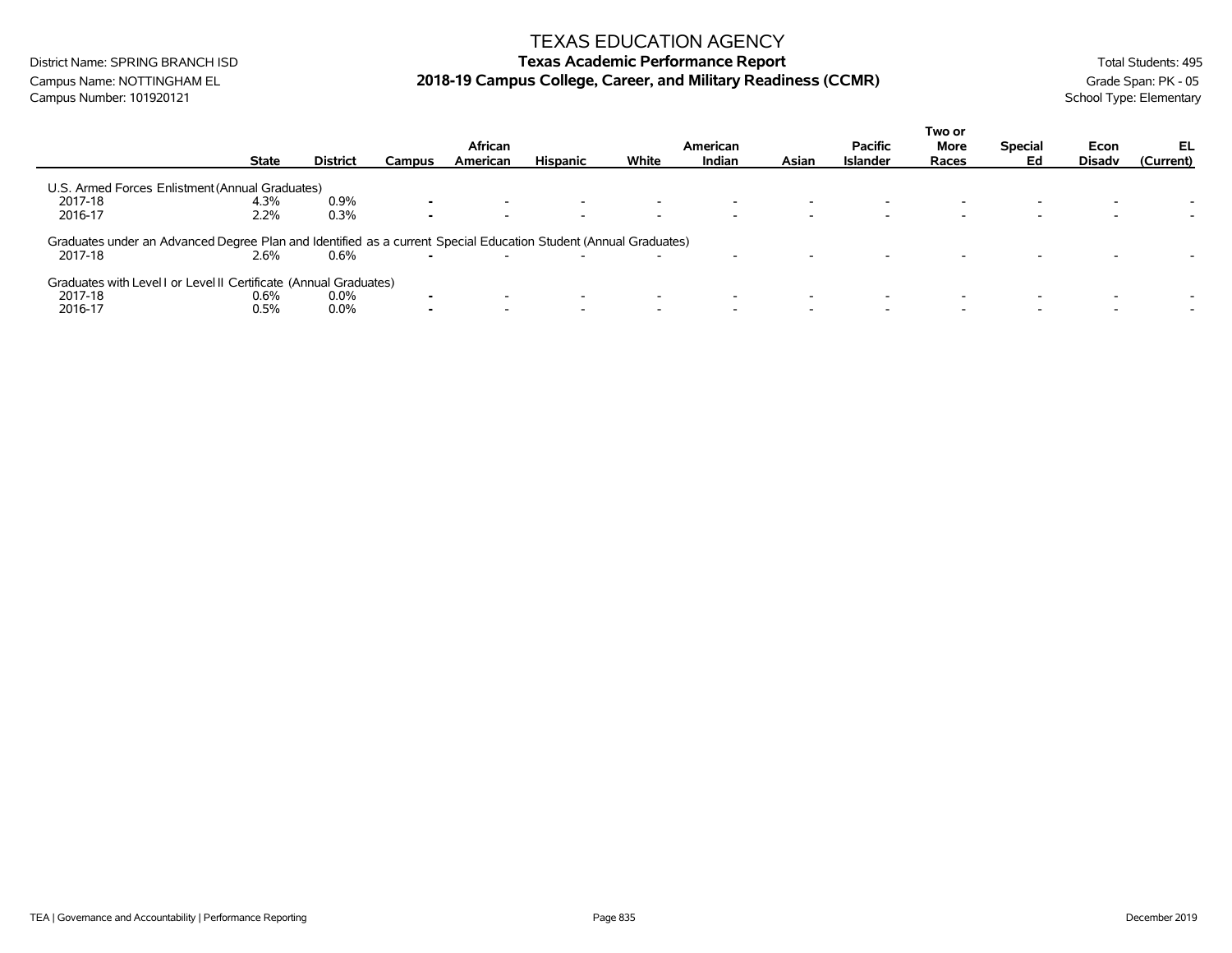TEXAS EDUCATION AGENCY

District Name: SPRING BRANCH ISD
Campus Name: NOTTINGHAM EL
Campus Number: 101920121

**Texas Academic Performance Report**
**2018-19 Campus College, Career, and Military Readiness (CCMR)**

Total Students: 495
Grade Span: PK - 05
School Type: Elementary

| | State | District | Campus | African American | Hispanic | White | American Indian | Asian | Pacific Islander | Two or More Races | Special Ed | Econ Disadv | EL (Current) |
|---|---|---|---|---|---|---|---|---|---|---|---|---|---|
| U.S. Armed Forces Enlistment (Annual Graduates) | | | | | | | | | | | | | |
| 2017-18 | 4.3% | 0.9% | - | - | - | - | - | - | - | - | - | - | - |
| 2016-17 | 2.2% | 0.3% | - | - | - | - | - | - | - | - | - | - | - |
| Graduates under an Advanced Degree Plan and Identified as a current Special Education Student (Annual Graduates) | | | | | | | | | | | | | |
| 2017-18 | 2.6% | 0.6% | - | - | - | - | - | - | - | - | - | - | - |
| Graduates with Level I or Level II Certificate (Annual Graduates) | | | | | | | | | | | | | |
| 2017-18 | 0.6% | 0.0% | - | - | - | - | - | - | - | - | - | - | - |
| 2016-17 | 0.5% | 0.0% | - | - | - | - | - | - | - | - | - | - | - |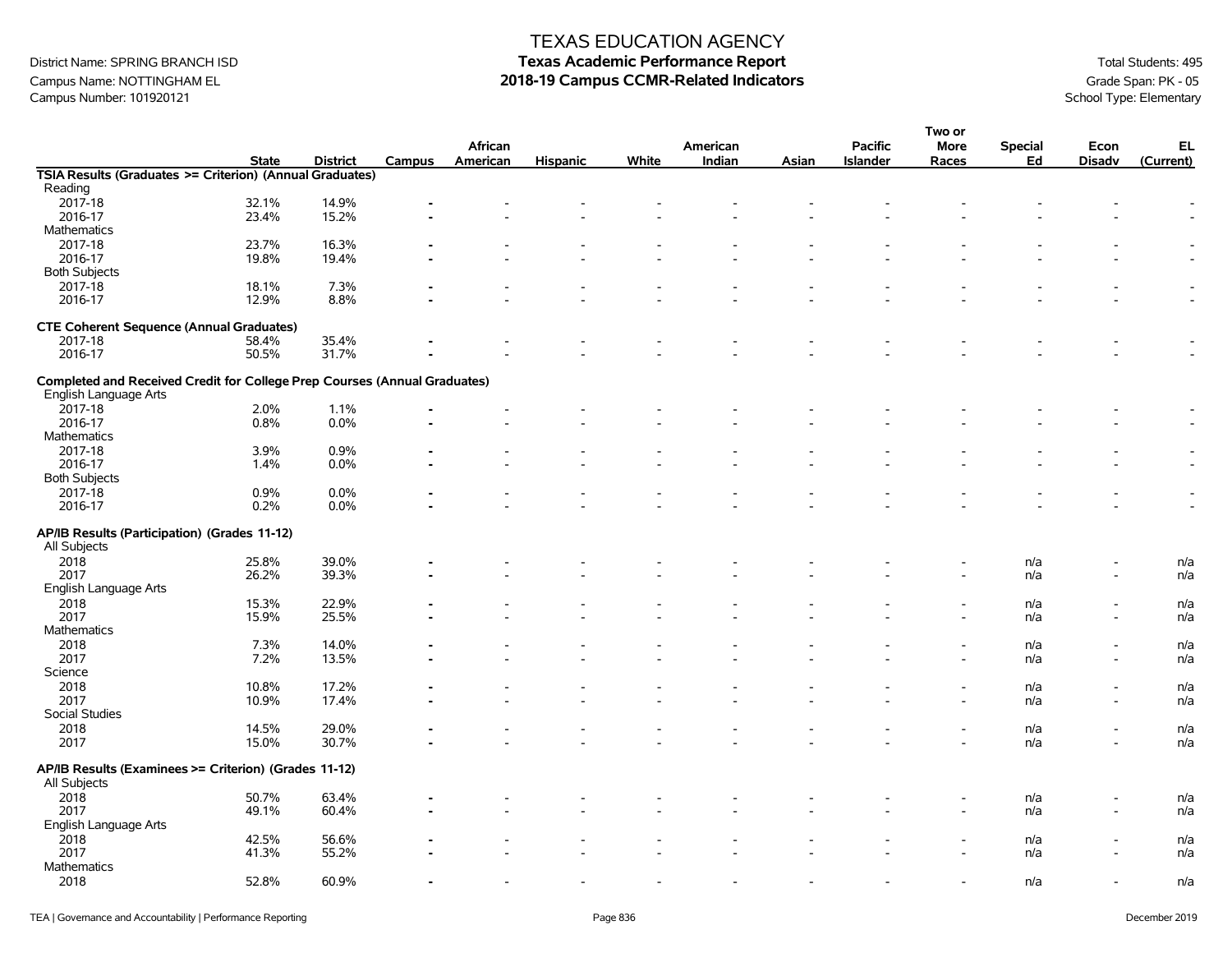# TEXAS EDUCATION AGENCY

## Texas Academic Performance Report

## 2018-19 Campus CCMR-Related Indicators

District Name: SPRING BRANCH ISD
Campus Name: NOTTINGHAM EL
Campus Number: 101920121

Total Students: 495
Grade Span: PK - 05
School Type: Elementary

| | State | District | Campus | African American | Hispanic | White | American Indian | Asian | Pacific Islander | Two or More Races | Special Ed | Econ Disadv | EL (Current) |
|---|---|---|---|---|---|---|---|---|---|---|---|---|---|
| **TSIA Results (Graduates >= Criterion) (Annual Graduates)** | | | | | | | | | | | | | |
| Reading | | | | | | | | | | | | | |
| 2017-18 | 32.1% | 14.9% | - | - | - | - | - | - | - | - | - | - | - |
| 2016-17 | 23.4% | 15.2% | - | - | - | - | - | - | - | - | - | - | - |
| Mathematics | | | | | | | | | | | | | |
| 2017-18 | 23.7% | 16.3% | - | - | - | - | - | - | - | - | - | - | - |
| 2016-17 | 19.8% | 19.4% | - | - | - | - | - | - | - | - | - | - | - |
| Both Subjects | | | | | | | | | | | | | |
| 2017-18 | 18.1% | 7.3% | - | - | - | - | - | - | - | - | - | - | - |
| 2016-17 | 12.9% | 8.8% | - | - | - | - | - | - | - | - | - | - | - |
| **CTE Coherent Sequence (Annual Graduates)** | | | | | | | | | | | | | |
| 2017-18 | 58.4% | 35.4% | - | - | - | - | - | - | - | - | - | - | - |
| 2016-17 | 50.5% | 31.7% | - | - | - | - | - | - | - | - | - | - | - |
| **Completed and Received Credit for College Prep Courses (Annual Graduates)** | | | | | | | | | | | | | |
| English Language Arts | | | | | | | | | | | | | |
| 2017-18 | 2.0% | 1.1% | - | - | - | - | - | - | - | - | - | - | - |
| 2016-17 | 0.8% | 0.0% | - | - | - | - | - | - | - | - | - | - | - |
| Mathematics | | | | | | | | | | | | | |
| 2017-18 | 3.9% | 0.9% | - | - | - | - | - | - | - | - | - | - | - |
| 2016-17 | 1.4% | 0.0% | - | - | - | - | - | - | - | - | - | - | - |
| Both Subjects | | | | | | | | | | | | | |
| 2017-18 | 0.9% | 0.0% | - | - | - | - | - | - | - | - | - | - | - |
| 2016-17 | 0.2% | 0.0% | - | - | - | - | - | - | - | - | - | - | - |
| **AP/IB Results (Participation) (Grades 11-12)** | | | | | | | | | | | | | |
| All Subjects | | | | | | | | | | | | | |
| 2018 | 25.8% | 39.0% | - | - | - | - | - | - | - | - | n/a | - | n/a |
| 2017 | 26.2% | 39.3% | - | - | - | - | - | - | - | - | n/a | - | n/a |
| English Language Arts | | | | | | | | | | | | | |
| 2018 | 15.3% | 22.9% | - | - | - | - | - | - | - | - | n/a | - | n/a |
| 2017 | 15.9% | 25.5% | - | - | - | - | - | - | - | - | n/a | - | n/a |
| Mathematics | | | | | | | | | | | | | |
| 2018 | 7.3% | 14.0% | - | - | - | - | - | - | - | - | n/a | - | n/a |
| 2017 | 7.2% | 13.5% | - | - | - | - | - | - | - | - | n/a | - | n/a |
| Science | | | | | | | | | | | | | |
| 2018 | 10.8% | 17.2% | - | - | - | - | - | - | - | - | n/a | - | n/a |
| 2017 | 10.9% | 17.4% | - | - | - | - | - | - | - | - | n/a | - | n/a |
| Social Studies | | | | | | | | | | | | | |
| 2018 | 14.5% | 29.0% | - | - | - | - | - | - | - | - | n/a | - | n/a |
| 2017 | 15.0% | 30.7% | - | - | - | - | - | - | - | - | n/a | - | n/a |
| **AP/IB Results (Examinees >= Criterion) (Grades 11-12)** | | | | | | | | | | | | | |
| All Subjects | | | | | | | | | | | | | |
| 2018 | 50.7% | 63.4% | - | - | - | - | - | - | - | - | n/a | - | n/a |
| 2017 | 49.1% | 60.4% | - | - | - | - | - | - | - | - | n/a | - | n/a |
| English Language Arts | | | | | | | | | | | | | |
| 2018 | 42.5% | 56.6% | - | - | - | - | - | - | - | - | n/a | - | n/a |
| 2017 | 41.3% | 55.2% | - | - | - | - | - | - | - | - | n/a | - | n/a |
| Mathematics | | | | | | | | | | | | | |
| 2018 | 52.8% | 60.9% | - | - | - | - | - | - | - | - | n/a | - | n/a |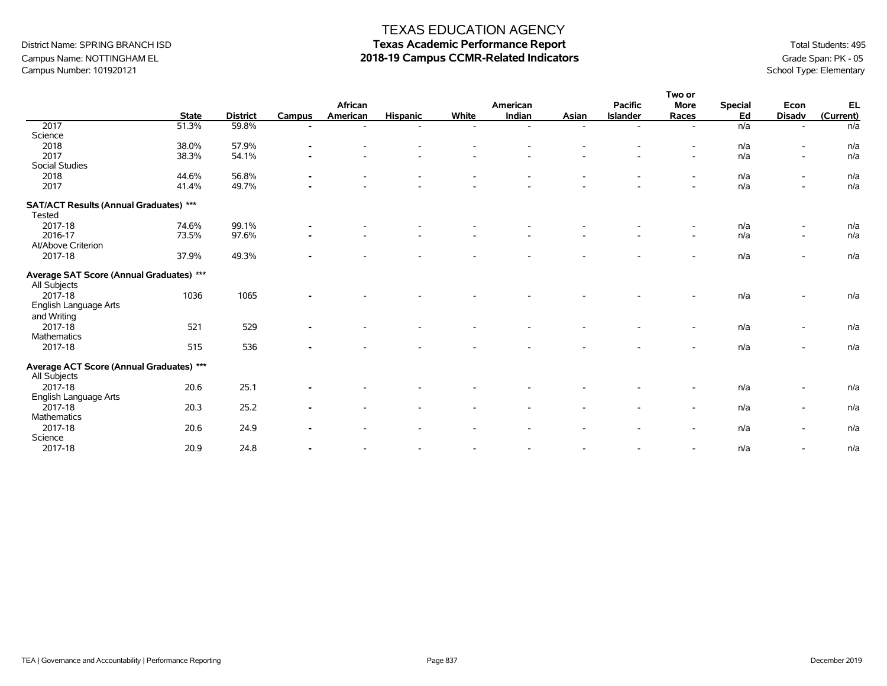TEXAS EDUCATION AGENCY

District Name: SPRING BRANCH ISD

Campus Name: NOTTINGHAM EL

Campus Number: 101920121

# Texas Academic Performance Report
## 2018-19 Campus CCMR-Related Indicators

Total Students: 495

Grade Span: PK - 05

School Type: Elementary

| | State | District | Campus | African American | Hispanic | White | American Indian | Asian | Pacific Islander | Two or More Races | Special Ed | Econ Disadv | EL (Current) |
|---|---|---|---|---|---|---|---|---|---|---|---|---|---|
| 2017 | 51.3% | 59.8% | - | - | - | - | - | - | - | - | n/a | - | n/a |
| Science | | | | | | | | | | | | | |
| 2018 | 38.0% | 57.9% | - | - | - | - | - | - | - | - | n/a | - | n/a |
| 2017 | 38.3% | 54.1% | - | - | - | - | - | - | - | - | n/a | - | n/a |
| Social Studies | | | | | | | | | | | | | |
| 2018 | 44.6% | 56.8% | - | - | - | - | - | - | - | - | n/a | - | n/a |
| 2017 | 41.4% | 49.7% | - | - | - | - | - | - | - | - | n/a | - | n/a |
| **SAT/ACT Results (Annual Graduates) \*\*\*** | | | | | | | | | | | | | |
| Tested | | | | | | | | | | | | | |
| 2017-18 | 74.6% | 99.1% | - | - | - | - | - | - | - | - | n/a | - | n/a |
| 2016-17 | 73.5% | 97.6% | - | - | - | - | - | - | - | - | n/a | - | n/a |
| At/Above Criterion | | | | | | | | | | | | | |
| 2017-18 | 37.9% | 49.3% | - | - | - | - | - | - | - | - | n/a | - | n/a |
| **Average SAT Score (Annual Graduates) \*\*\*** | | | | | | | | | | | | | |
| All Subjects | | | | | | | | | | | | | |
| 2017-18 | 1036 | 1065 | - | - | - | - | - | - | - | - | n/a | - | n/a |
| English Language Arts and Writing | | | | | | | | | | | | | |
| 2017-18 | 521 | 529 | - | - | - | - | - | - | - | - | n/a | - | n/a |
| Mathematics | | | | | | | | | | | | | |
| 2017-18 | 515 | 536 | - | - | - | - | - | - | - | - | n/a | - | n/a |
| **Average ACT Score (Annual Graduates) \*\*\*** | | | | | | | | | | | | | |
| All Subjects | | | | | | | | | | | | | |
| 2017-18 | 20.6 | 25.1 | - | - | - | - | - | - | - | - | n/a | - | n/a |
| English Language Arts | | | | | | | | | | | | | |
| 2017-18 | 20.3 | 25.2 | - | - | - | - | - | - | - | - | n/a | - | n/a |
| Mathematics | | | | | | | | | | | | | |
| 2017-18 | 20.6 | 24.9 | - | - | - | - | - | - | - | - | n/a | - | n/a |
| Science | | | | | | | | | | | | | |
| 2017-18 | 20.9 | 24.8 | - | - | - | - | - | - | - | - | n/a | - | n/a |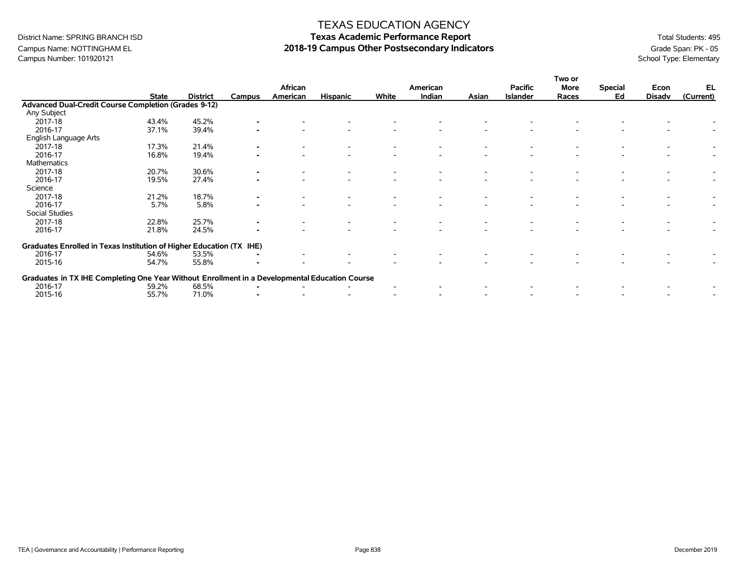# TEXAS EDUCATION AGENCY
## Texas Academic Performance Report
## 2018-19 Campus Other Postsecondary Indicators

District Name: SPRING BRANCH ISD
Campus Name: NOTTINGHAM EL
Campus Number: 101920121

Total Students: 495
Grade Span: PK - 05
School Type: Elementary

| | State | District | Campus | African American | Hispanic | White | American Indian | Asian | Pacific Islander | Two or More Races | Special Ed | Econ Disadv | EL (Current) |
|---|---|---|---|---|---|---|---|---|---|---|---|---|---|
| **Advanced Dual-Credit Course Completion (Grades 9-12)** | | | | | | | | | | | | | |
| Any Subject | | | | | | | | | | | | | |
| 2017-18 | 43.4% | 45.2% | - | - | - | - | - | - | - | - | - | - | - |
| 2016-17 | 37.1% | 39.4% | - | - | - | - | - | - | - | - | - | - | - |
| English Language Arts | | | | | | | | | | | | | |
| 2017-18 | 17.3% | 21.4% | - | - | - | - | - | - | - | - | - | - | - |
| 2016-17 | 16.8% | 19.4% | - | - | - | - | - | - | - | - | - | - | - |
| Mathematics | | | | | | | | | | | | | |
| 2017-18 | 20.7% | 30.6% | - | - | - | - | - | - | - | - | - | - | - |
| 2016-17 | 19.5% | 27.4% | - | - | - | - | - | - | - | - | - | - | - |
| Science | | | | | | | | | | | | | |
| 2017-18 | 21.2% | 18.7% | - | - | - | - | - | - | - | - | - | - | - |
| 2016-17 | 5.7% | 5.8% | - | - | - | - | - | - | - | - | - | - | - |
| Social Studies | | | | | | | | | | | | | |
| 2017-18 | 22.8% | 25.7% | - | - | - | - | - | - | - | - | - | - | - |
| 2016-17 | 21.8% | 24.5% | - | - | - | - | - | - | - | - | - | - | - |
| **Graduates Enrolled in Texas Institution of Higher Education (TX IHE)** | | | | | | | | | | | | | |
| 2016-17 | 54.6% | 53.5% | - | - | - | - | - | - | - | - | - | - | - |
| 2015-16 | 54.7% | 55.8% | - | - | - | - | - | - | - | - | - | - | - |
| **Graduates in TX IHE Completing One Year Without Enrollment in a Developmental Education Course** | | | | | | | | | | | | | |
| 2016-17 | 59.2% | 68.5% | - | - | - | - | - | - | - | - | - | - | - |
| 2015-16 | 55.7% | 71.0% | - | - | - | - | - | - | - | - | - | - | - |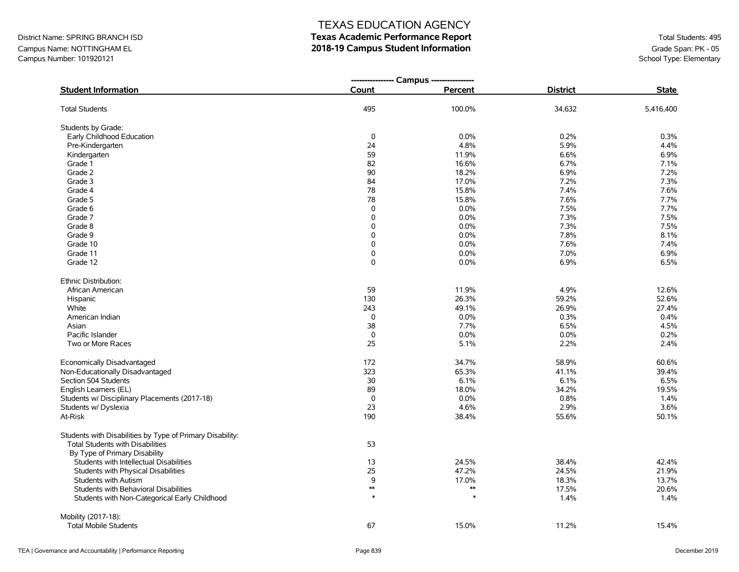# TEXAS EDUCATION AGENCY

## Texas Academic Performance Report

## 2018-19 Campus Student Information

District Name: SPRING BRANCH ISD
Campus Name: NOTTINGHAM EL
Campus Number: 101920121

Total Students: 495
Grade Span: PK - 05
School Type: Elementary

| Student Information | Campus Count | Campus Percent | District | State |
|---|---|---|---|---|
| Total Students | 495 | 100.0% | 34,632 | 5,416,400 |
| **Students by Grade:** | | | | |
| Early Childhood Education | 0 | 0.0% | 0.2% | 0.3% |
| Pre-Kindergarten | 24 | 4.8% | 5.9% | 4.4% |
| Kindergarten | 59 | 11.9% | 6.6% | 6.9% |
| Grade 1 | 82 | 16.6% | 6.7% | 7.1% |
| Grade 2 | 90 | 18.2% | 6.9% | 7.2% |
| Grade 3 | 84 | 17.0% | 7.2% | 7.3% |
| Grade 4 | 78 | 15.8% | 7.4% | 7.6% |
| Grade 5 | 78 | 15.8% | 7.6% | 7.7% |
| Grade 6 | 0 | 0.0% | 7.5% | 7.7% |
| Grade 7 | 0 | 0.0% | 7.3% | 7.5% |
| Grade 8 | 0 | 0.0% | 7.3% | 7.5% |
| Grade 9 | 0 | 0.0% | 7.8% | 8.1% |
| Grade 10 | 0 | 0.0% | 7.6% | 7.4% |
| Grade 11 | 0 | 0.0% | 7.0% | 6.9% |
| Grade 12 | 0 | 0.0% | 6.9% | 6.5% |
| **Ethnic Distribution:** | | | | |
| African American | 59 | 11.9% | 4.9% | 12.6% |
| Hispanic | 130 | 26.3% | 59.2% | 52.6% |
| White | 243 | 49.1% | 26.9% | 27.4% |
| American Indian | 0 | 0.0% | 0.3% | 0.4% |
| Asian | 38 | 7.7% | 6.5% | 4.5% |
| Pacific Islander | 0 | 0.0% | 0.0% | 0.2% |
| Two or More Races | 25 | 5.1% | 2.2% | 2.4% |
| Economically Disadvantaged | 172 | 34.7% | 58.9% | 60.6% |
| Non-Educationally Disadvantaged | 323 | 65.3% | 41.1% | 39.4% |
| Section 504 Students | 30 | 6.1% | 6.1% | 6.5% |
| English Learners (EL) | 89 | 18.0% | 34.2% | 19.5% |
| Students w/ Disciplinary Placements (2017-18) | 0 | 0.0% | 0.8% | 1.4% |
| Students w/ Dyslexia | 23 | 4.6% | 2.9% | 3.6% |
| At-Risk | 190 | 38.4% | 55.6% | 50.1% |
| **Students with Disabilities by Type of Primary Disability:** | | | | |
| Total Students with Disabilities | 53 | | | |
| By Type of Primary Disability | | | | |
| Students with Intellectual Disabilities | 13 | 24.5% | 38.4% | 42.4% |
| Students with Physical Disabilities | 25 | 47.2% | 24.5% | 21.9% |
| Students with Autism | 9 | 17.0% | 18.3% | 13.7% |
| Students with Behavioral Disabilities | ** | ** | 17.5% | 20.6% |
| Students with Non-Categorical Early Childhood | * | * | 1.4% | 1.4% |
| **Mobility (2017-18):** | | | | |
| Total Mobile Students | 67 | 15.0% | 11.2% | 15.4% |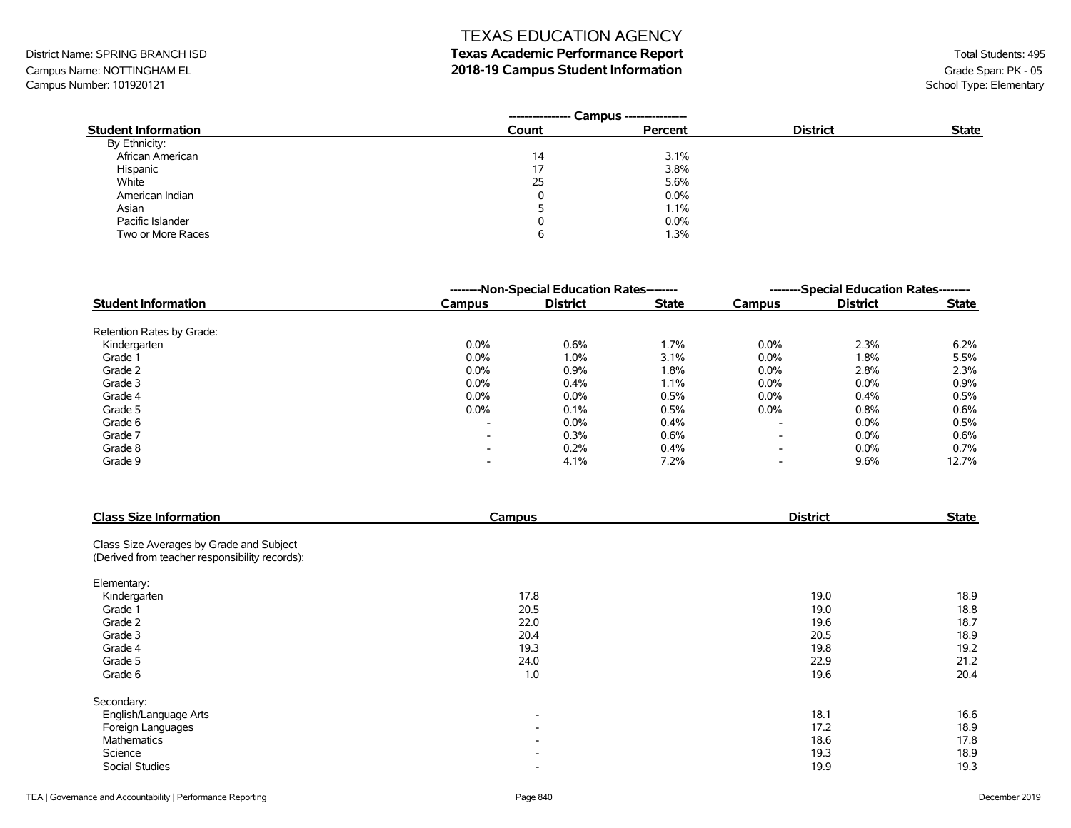# TEXAS EDUCATION AGENCY

## Texas Academic Performance Report

## 2018-19 Campus Student Information

District Name: SPRING BRANCH ISD
Campus Name: NOTTINGHAM EL
Campus Number: 101920121

Total Students: 495
Grade Span: PK - 05
School Type: Elementary

| Student Information | Campus Count | Campus Percent | District | State |
|---|---|---|---|---|
| By Ethnicity: | | | | |
| African American | 14 | 3.1% | | |
| Hispanic | 17 | 3.8% | | |
| White | 25 | 5.6% | | |
| American Indian | 0 | 0.0% | | |
| Asian | 5 | 1.1% | | |
| Pacific Islander | 0 | 0.0% | | |
| Two or More Races | 6 | 1.3% | | |

| Student Information | Non-Special Education Rates | | | Special Education Rates | | |
|---|---|---|---|---|---|---|
| | Campus | District | State | Campus | District | State |
| Retention Rates by Grade: | | | | | | |
| Kindergarten | 0.0% | 0.6% | 1.7% | 0.0% | 2.3% | 6.2% |
| Grade 1 | 0.0% | 1.0% | 3.1% | 0.0% | 1.8% | 5.5% |
| Grade 2 | 0.0% | 0.9% | 1.8% | 0.0% | 2.8% | 2.3% |
| Grade 3 | 0.0% | 0.4% | 1.1% | 0.0% | 0.0% | 0.9% |
| Grade 4 | 0.0% | 0.0% | 0.5% | 0.0% | 0.4% | 0.5% |
| Grade 5 | 0.0% | 0.1% | 0.5% | 0.0% | 0.8% | 0.6% |
| Grade 6 | - | 0.0% | 0.4% | - | 0.0% | 0.5% |
| Grade 7 | - | 0.3% | 0.6% | - | 0.0% | 0.6% |
| Grade 8 | - | 0.2% | 0.4% | - | 0.0% | 0.7% |
| Grade 9 | - | 4.1% | 7.2% | - | 9.6% | 12.7% |

| Class Size Information | Campus | District | State |
|---|---|---|---|
| Class Size Averages by Grade and Subject (Derived from teacher responsibility records): | | | |
| Elementary: | | | |
| Kindergarten | 17.8 | 19.0 | 18.9 |
| Grade 1 | 20.5 | 19.0 | 18.8 |
| Grade 2 | 22.0 | 19.6 | 18.7 |
| Grade 3 | 20.4 | 20.5 | 18.9 |
| Grade 4 | 19.3 | 19.8 | 19.2 |
| Grade 5 | 24.0 | 22.9 | 21.2 |
| Grade 6 | 1.0 | 19.6 | 20.4 |
| Secondary: | | | |
| English/Language Arts | - | 18.1 | 16.6 |
| Foreign Languages | - | 17.2 | 18.9 |
| Mathematics | - | 18.6 | 17.8 |
| Science | - | 19.3 | 18.9 |
| Social Studies | - | 19.9 | 19.3 |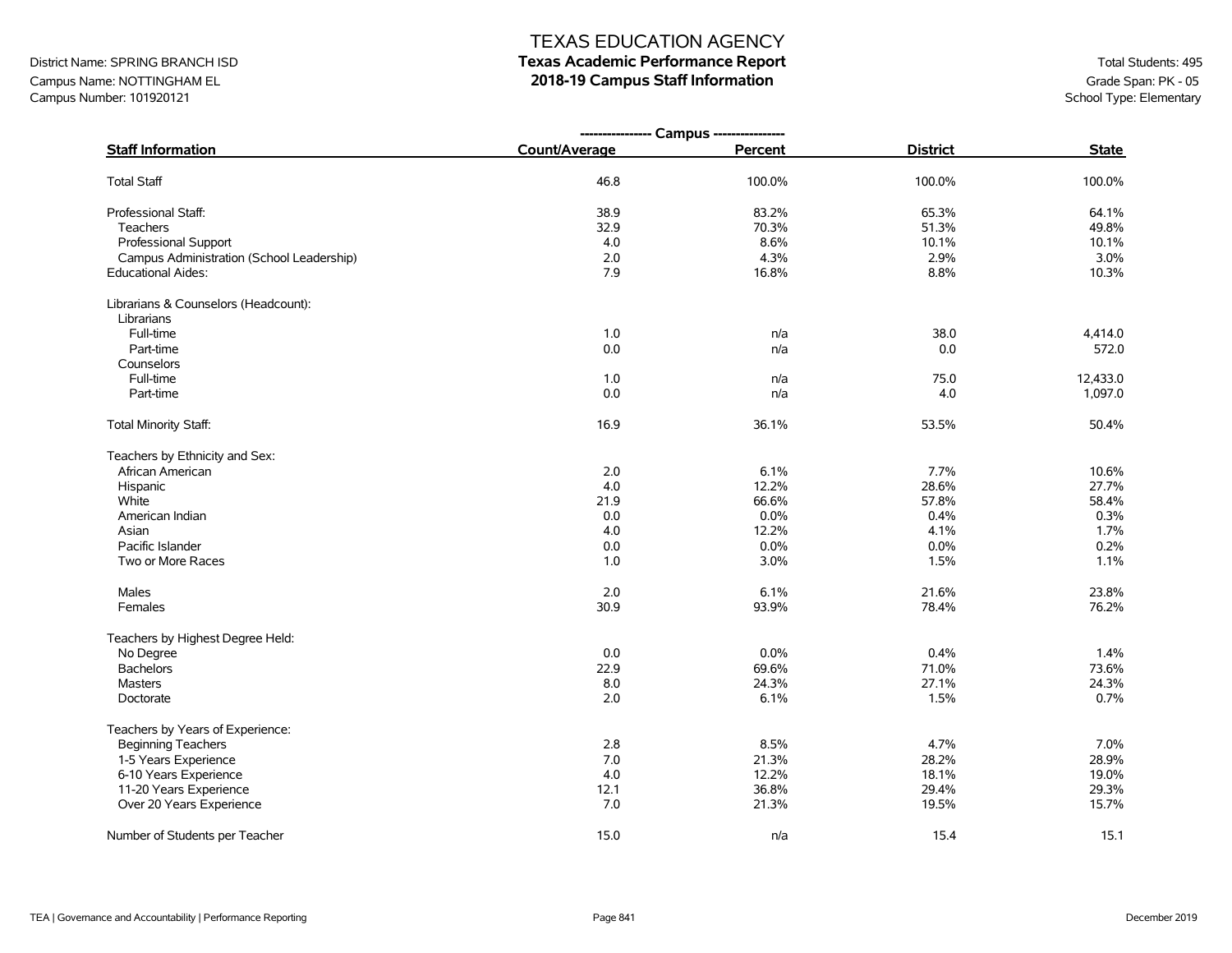# TEXAS EDUCATION AGENCY
## Texas Academic Performance Report
## 2018-19 Campus Staff Information

District Name: SPRING BRANCH ISD
Campus Name: NOTTINGHAM EL
Campus Number: 101920121

Total Students: 495
Grade Span: PK - 05
School Type: Elementary

| Staff Information | Campus Count/Average | Campus Percent | District | State |
|---|---|---|---|---|
| Total Staff | 46.8 | 100.0% | 100.0% | 100.0% |
| Professional Staff: | 38.9 | 83.2% | 65.3% | 64.1% |
| Teachers | 32.9 | 70.3% | 51.3% | 49.8% |
| Professional Support | 4.0 | 8.6% | 10.1% | 10.1% |
| Campus Administration (School Leadership) | 2.0 | 4.3% | 2.9% | 3.0% |
| Educational Aides: | 7.9 | 16.8% | 8.8% | 10.3% |
| Librarians & Counselors (Headcount): | | | | |
| Librarians | | | | |
| Full-time | 1.0 | n/a | 38.0 | 4,414.0 |
| Part-time | 0.0 | n/a | 0.0 | 572.0 |
| Counselors | | | | |
| Full-time | 1.0 | n/a | 75.0 | 12,433.0 |
| Part-time | 0.0 | n/a | 4.0 | 1,097.0 |
| Total Minority Staff: | 16.9 | 36.1% | 53.5% | 50.4% |
| Teachers by Ethnicity and Sex: | | | | |
| African American | 2.0 | 6.1% | 7.7% | 10.6% |
| Hispanic | 4.0 | 12.2% | 28.6% | 27.7% |
| White | 21.9 | 66.6% | 57.8% | 58.4% |
| American Indian | 0.0 | 0.0% | 0.4% | 0.3% |
| Asian | 4.0 | 12.2% | 4.1% | 1.7% |
| Pacific Islander | 0.0 | 0.0% | 0.0% | 0.2% |
| Two or More Races | 1.0 | 3.0% | 1.5% | 1.1% |
| Males | 2.0 | 6.1% | 21.6% | 23.8% |
| Females | 30.9 | 93.9% | 78.4% | 76.2% |
| Teachers by Highest Degree Held: | | | | |
| No Degree | 0.0 | 0.0% | 0.4% | 1.4% |
| Bachelors | 22.9 | 69.6% | 71.0% | 73.6% |
| Masters | 8.0 | 24.3% | 27.1% | 24.3% |
| Doctorate | 2.0 | 6.1% | 1.5% | 0.7% |
| Teachers by Years of Experience: | | | | |
| Beginning Teachers | 2.8 | 8.5% | 4.7% | 7.0% |
| 1-5 Years Experience | 7.0 | 21.3% | 28.2% | 28.9% |
| 6-10 Years Experience | 4.0 | 12.2% | 18.1% | 19.0% |
| 11-20 Years Experience | 12.1 | 36.8% | 29.4% | 29.3% |
| Over 20 Years Experience | 7.0 | 21.3% | 19.5% | 15.7% |
| Number of Students per Teacher | 15.0 | n/a | 15.4 | 15.1 |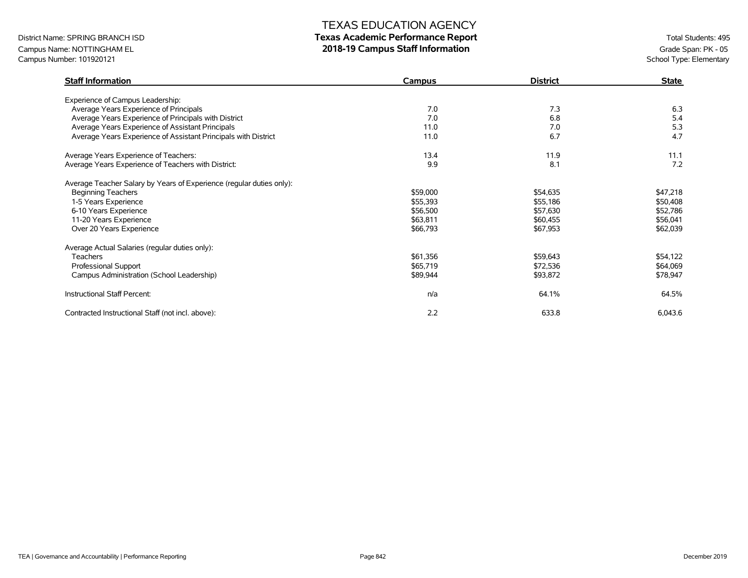# TEXAS EDUCATION AGENCY

## Texas Academic Performance Report

## 2018-19 Campus Staff Information

District Name: SPRING BRANCH ISD
Campus Name: NOTTINGHAM EL
Campus Number: 101920121

Total Students: 495
Grade Span: PK - 05
School Type: Elementary

| Staff Information | Campus | District | State |
|---|---|---|---|
| Experience of Campus Leadership: | | | |
| Average Years Experience of Principals | 7.0 | 7.3 | 6.3 |
| Average Years Experience of Principals with District | 7.0 | 6.8 | 5.4 |
| Average Years Experience of Assistant Principals | 11.0 | 7.0 | 5.3 |
| Average Years Experience of Assistant Principals with District | 11.0 | 6.7 | 4.7 |
| | | | |
| Average Years Experience of Teachers: | 13.4 | 11.9 | 11.1 |
| Average Years Experience of Teachers with District: | 9.9 | 8.1 | 7.2 |
| | | | |
| Average Teacher Salary by Years of Experience (regular duties only): | | | |
| Beginning Teachers | $59,000 | $54,635 | $47,218 |
| 1-5 Years Experience | $55,393 | $55,186 | $50,408 |
| 6-10 Years Experience | $56,500 | $57,630 | $52,786 |
| 11-20 Years Experience | $63,811 | $60,455 | $56,041 |
| Over 20 Years Experience | $66,793 | $67,953 | $62,039 |
| | | | |
| Average Actual Salaries (regular duties only): | | | |
| Teachers | $61,356 | $59,643 | $54,122 |
| Professional Support | $65,719 | $72,536 | $64,069 |
| Campus Administration (School Leadership) | $89,944 | $93,872 | $78,947 |
| | | | |
| Instructional Staff Percent: | n/a | 64.1% | 64.5% |
| | | | |
| Contracted Instructional Staff (not incl. above): | 2.2 | 633.8 | 6,043.6 |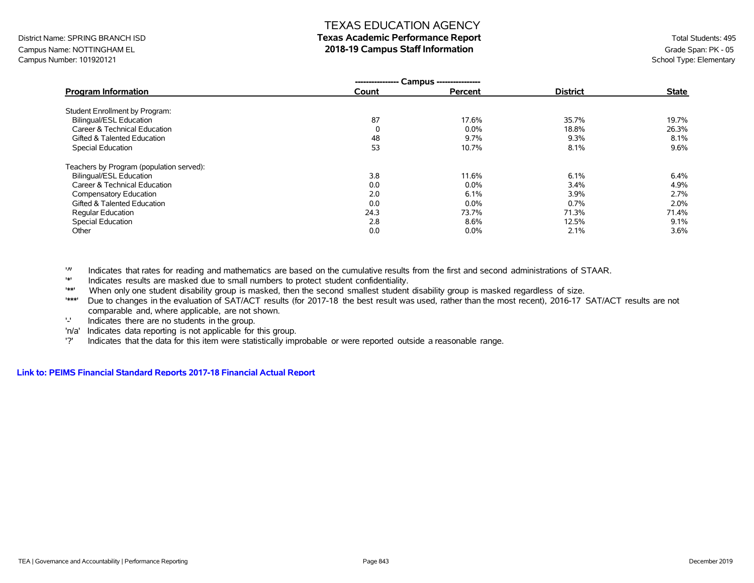TEXAS EDUCATION AGENCY

District Name: SPRING BRANCH ISD
Campus Name: NOTTINGHAM EL
Campus Number: 101920121

**Texas Academic Performance Report**
**2018-19 Campus Staff Information**

Total Students: 495
Grade Span: PK - 05
School Type: Elementary

| | Campus | | | |
|---|---|---|---|---|
| **Program Information** | **Count** | **Percent** | **District** | **State** |
| Student Enrollment by Program: | | | | |
| Bilingual/ESL Education | 87 | 17.6% | 35.7% | 19.7% |
| Career & Technical Education | 0 | 0.0% | 18.8% | 26.3% |
| Gifted & Talented Education | 48 | 9.7% | 9.3% | 8.1% |
| Special Education | 53 | 10.7% | 8.1% | 9.6% |
| Teachers by Program (population served): | | | | |
| Bilingual/ESL Education | 3.8 | 11.6% | 6.1% | 6.4% |
| Career & Technical Education | 0.0 | 0.0% | 3.4% | 4.9% |
| Compensatory Education | 2.0 | 6.1% | 3.9% | 2.7% |
| Gifted & Talented Education | 0.0 | 0.0% | 0.7% | 2.0% |
| Regular Education | 24.3 | 73.7% | 71.3% | 71.4% |
| Special Education | 2.8 | 8.6% | 12.5% | 9.1% |
| Other | 0.0 | 0.0% | 2.1% | 3.6% |

'^' Indicates that rates for reading and mathematics are based on the cumulative results from the first and second administrations of STAAR.
'*' Indicates results are masked due to small numbers to protect student confidentiality.
'**' When only one student disability group is masked, then the second smallest student disability group is masked regardless of size.
'***' Due to changes in the evaluation of SAT/ACT results (for 2017-18 the best result was used, rather than the most recent), 2016-17 SAT/ACT results are not comparable and, where applicable, are not shown.
'-' Indicates there are no students in the group.
'n/a' Indicates data reporting is not applicable for this group.
'?' Indicates that the data for this item were statistically improbable or were reported outside a reasonable range.

**Link to: PEIMS Financial Standard Reports 2017-18 Financial Actual Report**